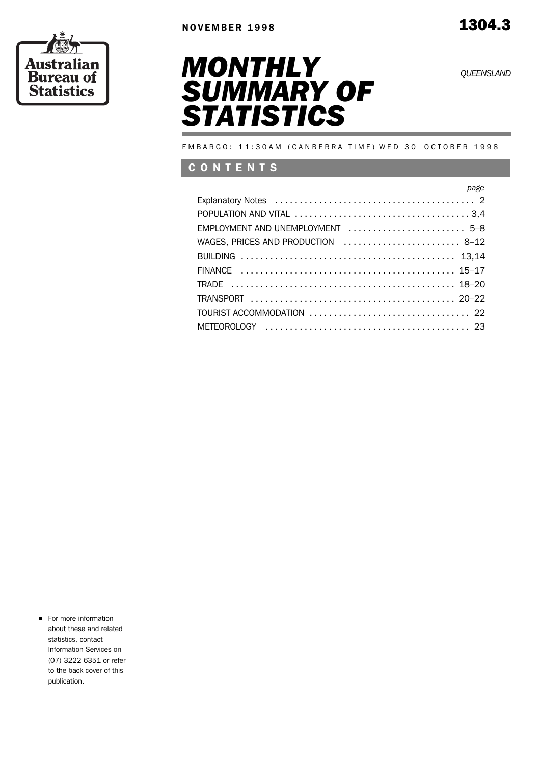Australian Bureau of Statistics

NOVEMBER 1998

1304.3

# MONTHLY SUMMARY OF STATISTICS

*QUEENSLAND*

EMBARGO: 11:30AM (CANBERRA TIME) WED 30 OCTOBER 1998

## CONTENTS

| | *page* |
|---|---|
| Explanatory Notes | 2 |
| POPULATION AND VITAL | 3,4 |
| EMPLOYMENT AND UNEMPLOYMENT | 5–8 |
| WAGES, PRICES AND PRODUCTION | 8–12 |
| BUILDING | 13,14 |
| FINANCE | 15–17 |
| TRADE | 18–20 |
| TRANSPORT | 20–22 |
| TOURIST ACCOMMODATION | 22 |
| METEOROLOGY | 23 |

- For more information about these and related statistics, contact Information Services on (07) 3222 6351 or refer to the back cover of this publication.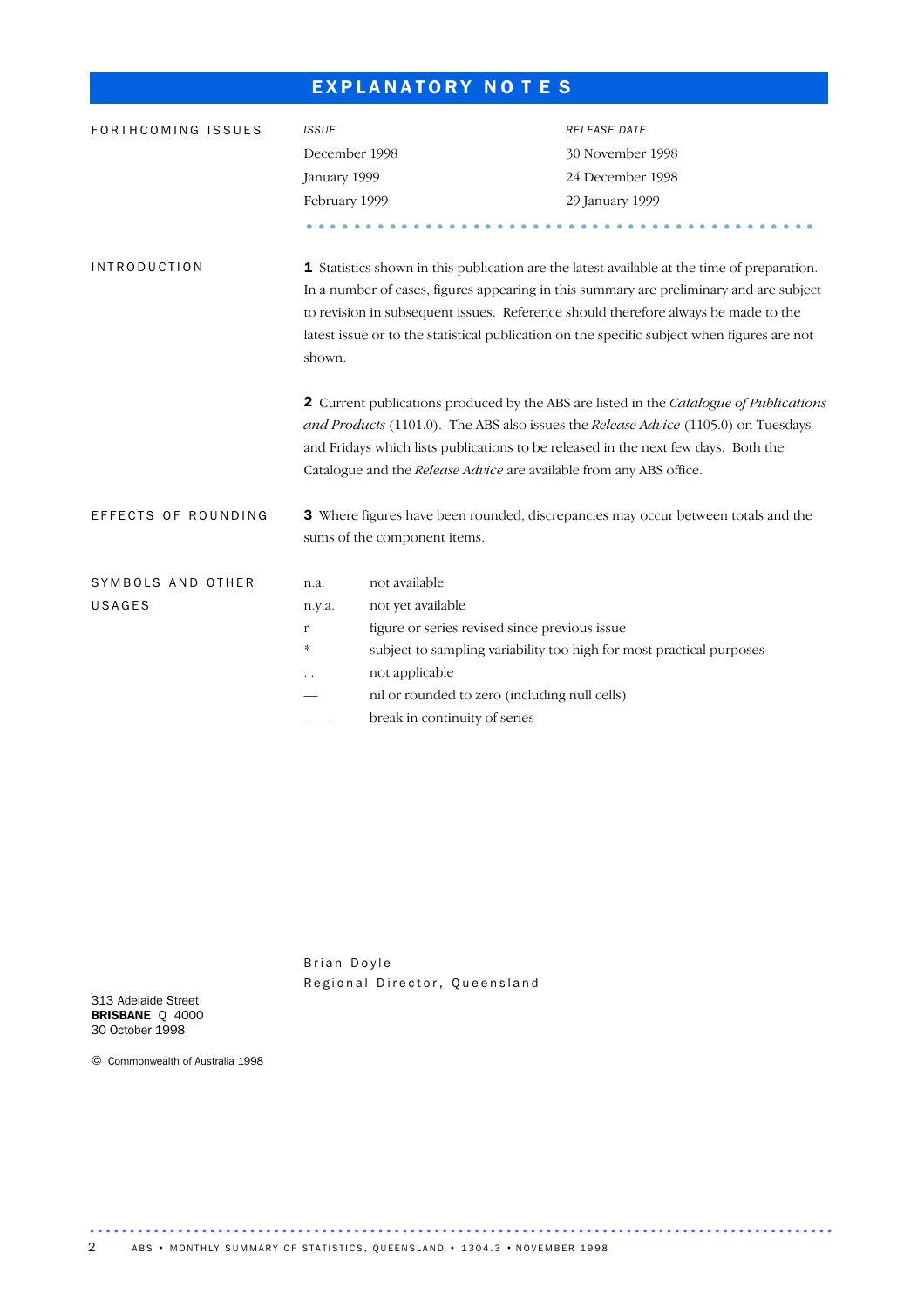# EXPLANATORY NOTES

## FORTHCOMING ISSUES

| *ISSUE* | *RELEASE DATE* |
| --- | --- |
| December 1998 | 30 November 1998 |
| January 1999 | 24 December 1998 |
| February 1999 | 29 January 1999 |

## INTRODUCTION

**1** Statistics shown in this publication are the latest available at the time of preparation. In a number of cases, figures appearing in this summary are preliminary and are subject to revision in subsequent issues. Reference should therefore always be made to the latest issue or to the statistical publication on the specific subject when figures are not shown.

**2** Current publications produced by the ABS are listed in the *Catalogue of Publications and Products* (1101.0). The ABS also issues the *Release Advice* (1105.0) on Tuesdays and Fridays which lists publications to be released in the next few days. Both the Catalogue and the *Release Advice* are available from any ABS office.

## EFFECTS OF ROUNDING

**3** Where figures have been rounded, discrepancies may occur between totals and the sums of the component items.

## SYMBOLS AND OTHER USAGES

| | |
| --- | --- |
| n.a. | not available |
| n.y.a. | not yet available |
| r | figure or series revised since previous issue |
| * | subject to sampling variability too high for most practical purposes |
| . . | not applicable |
| — | nil or rounded to zero (including null cells) |
| —— | break in continuity of series |

Brian Doyle
Regional Director, Queensland

313 Adelaide Street
**BRISBANE** Q 4000
30 October 1998

© Commonwealth of Australia 1998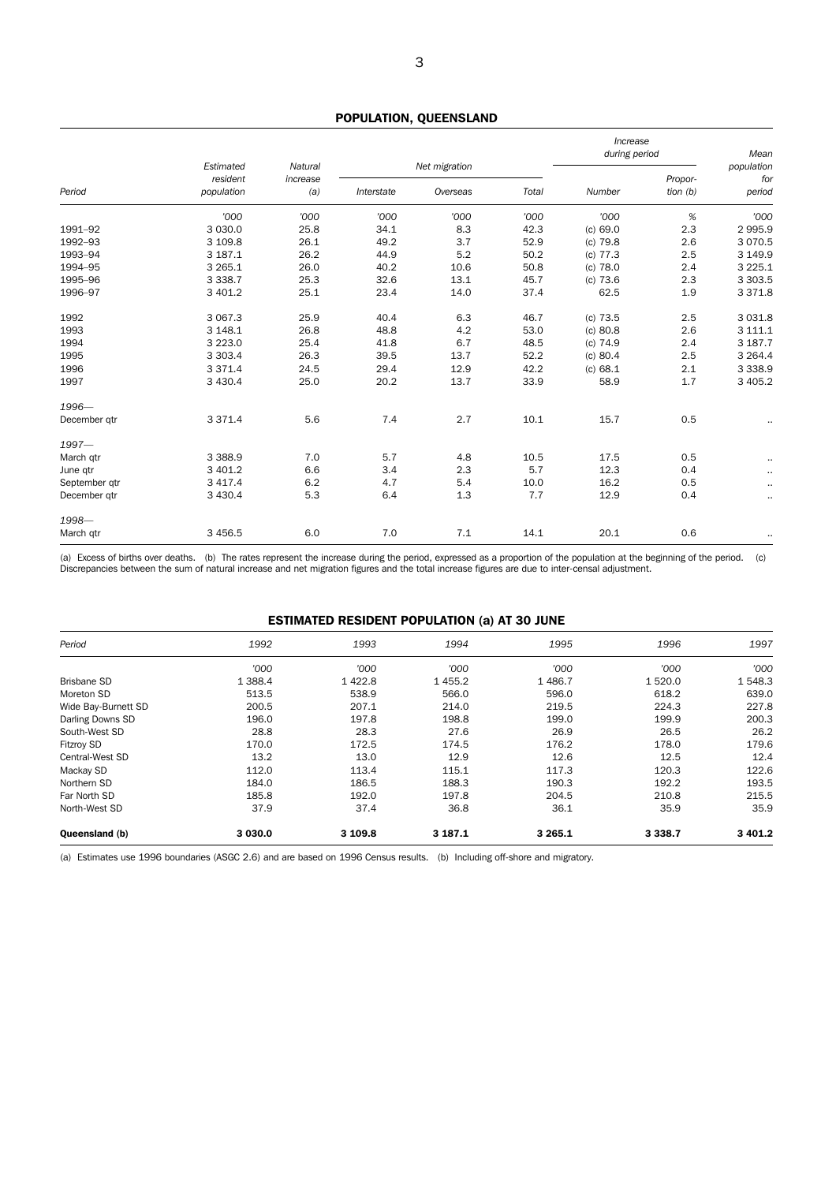## POPULATION, QUEENSLAND

| Period | Estimated resident population | Natural increase (a) | Net migration | | | Increase during period | | Mean population for period |
|---|---|---|---|---|---|---|---|---|
| | | | Interstate | Overseas | Total | Number | Proportion (b) | |
| | '000 | '000 | '000 | '000 | '000 | '000 | % | '000 |
| 1991–92 | 3 030.0 | 25.8 | 34.1 | 8.3 | 42.3 | (c) 69.0 | 2.3 | 2 995.9 |
| 1992–93 | 3 109.8 | 26.1 | 49.2 | 3.7 | 52.9 | (c) 79.8 | 2.6 | 3 070.5 |
| 1993–94 | 3 187.1 | 26.2 | 44.9 | 5.2 | 50.2 | (c) 77.3 | 2.5 | 3 149.9 |
| 1994–95 | 3 265.1 | 26.0 | 40.2 | 10.6 | 50.8 | (c) 78.0 | 2.4 | 3 225.1 |
| 1995–96 | 3 338.7 | 25.3 | 32.6 | 13.1 | 45.7 | (c) 73.6 | 2.3 | 3 303.5 |
| 1996–97 | 3 401.2 | 25.1 | 23.4 | 14.0 | 37.4 | 62.5 | 1.9 | 3 371.8 |
| 1992 | 3 067.3 | 25.9 | 40.4 | 6.3 | 46.7 | (c) 73.5 | 2.5 | 3 031.8 |
| 1993 | 3 148.1 | 26.8 | 48.8 | 4.2 | 53.0 | (c) 80.8 | 2.6 | 3 111.1 |
| 1994 | 3 223.0 | 25.4 | 41.8 | 6.7 | 48.5 | (c) 74.9 | 2.4 | 3 187.7 |
| 1995 | 3 303.4 | 26.3 | 39.5 | 13.7 | 52.2 | (c) 80.4 | 2.5 | 3 264.4 |
| 1996 | 3 371.4 | 24.5 | 29.4 | 12.9 | 42.2 | (c) 68.1 | 2.1 | 3 338.9 |
| 1997 | 3 430.4 | 25.0 | 20.2 | 13.7 | 33.9 | 58.9 | 1.7 | 3 405.2 |
| *1996—* | | | | | | | | |
| December qtr | 3 371.4 | 5.6 | 7.4 | 2.7 | 10.1 | 15.7 | 0.5 | .. |
| *1997—* | | | | | | | | |
| March qtr | 3 388.9 | 7.0 | 5.7 | 4.8 | 10.5 | 17.5 | 0.5 | .. |
| June qtr | 3 401.2 | 6.6 | 3.4 | 2.3 | 5.7 | 12.3 | 0.4 | .. |
| September qtr | 3 417.4 | 6.2 | 4.7 | 5.4 | 10.0 | 16.2 | 0.5 | .. |
| December qtr | 3 430.4 | 5.3 | 6.4 | 1.3 | 7.7 | 12.9 | 0.4 | .. |
| *1998—* | | | | | | | | |
| March qtr | 3 456.5 | 6.0 | 7.0 | 7.1 | 14.1 | 20.1 | 0.6 | .. |

(a) Excess of births over deaths. (b) The rates represent the increase during the period, expressed as a proportion of the population at the beginning of the period. (c) Discrepancies between the sum of natural increase and net migration figures and the total increase figures are due to inter-censal adjustment.

## ESTIMATED RESIDENT POPULATION (a) AT 30 JUNE

| Period | 1992 | 1993 | 1994 | 1995 | 1996 | 1997 |
|---|---|---|---|---|---|---|
| | '000 | '000 | '000 | '000 | '000 | '000 |
| Brisbane SD | 1 388.4 | 1 422.8 | 1 455.2 | 1 486.7 | 1 520.0 | 1 548.3 |
| Moreton SD | 513.5 | 538.9 | 566.0 | 596.0 | 618.2 | 639.0 |
| Wide Bay-Burnett SD | 200.5 | 207.1 | 214.0 | 219.5 | 224.3 | 227.8 |
| Darling Downs SD | 196.0 | 197.8 | 198.8 | 199.0 | 199.9 | 200.3 |
| South-West SD | 28.8 | 28.3 | 27.6 | 26.9 | 26.5 | 26.2 |
| Fitzroy SD | 170.0 | 172.5 | 174.5 | 176.2 | 178.0 | 179.6 |
| Central-West SD | 13.2 | 13.0 | 12.9 | 12.6 | 12.5 | 12.4 |
| Mackay SD | 112.0 | 113.4 | 115.1 | 117.3 | 120.3 | 122.6 |
| Northern SD | 184.0 | 186.5 | 188.3 | 190.3 | 192.2 | 193.5 |
| Far North SD | 185.8 | 192.0 | 197.8 | 204.5 | 210.8 | 215.5 |
| North-West SD | 37.9 | 37.4 | 36.8 | 36.1 | 35.9 | 35.9 |
| **Queensland (b)** | **3 030.0** | **3 109.8** | **3 187.1** | **3 265.1** | **3 338.7** | **3 401.2** |

(a) Estimates use 1996 boundaries (ASGC 2.6) and are based on 1996 Census results. (b) Including off-shore and migratory.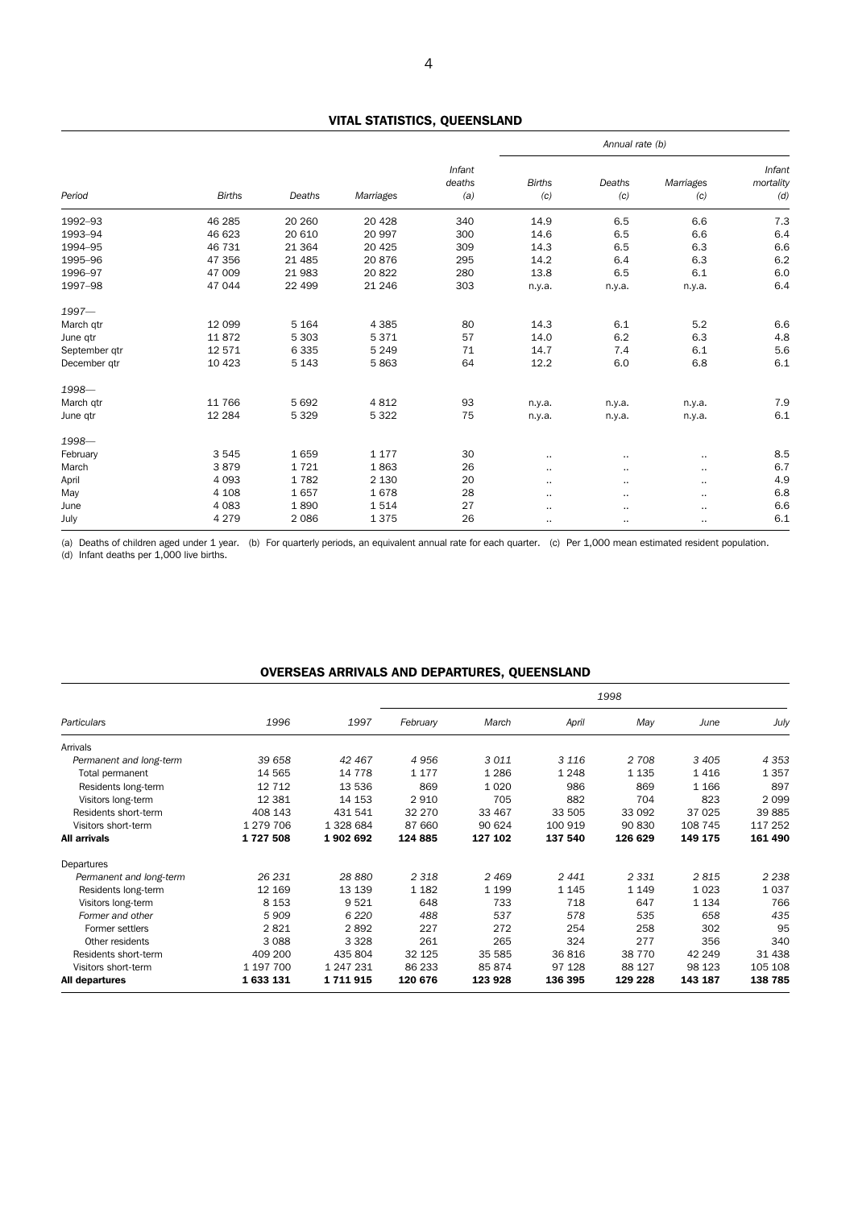## VITAL STATISTICS, QUEENSLAND

| Period | Births | Deaths | Marriages | Infant deaths (a) | Annual rate (b) Births (c) | Deaths (c) | Marriages (c) | Infant mortality (d) |
|---|---|---|---|---|---|---|---|---|
| 1992–93 | 46 285 | 20 260 | 20 428 | 340 | 14.9 | 6.5 | 6.6 | 7.3 |
| 1993–94 | 46 623 | 20 610 | 20 997 | 300 | 14.6 | 6.5 | 6.6 | 6.4 |
| 1994–95 | 46 731 | 21 364 | 20 425 | 309 | 14.3 | 6.5 | 6.3 | 6.6 |
| 1995–96 | 47 356 | 21 485 | 20 876 | 295 | 14.2 | 6.4 | 6.3 | 6.2 |
| 1996–97 | 47 009 | 21 983 | 20 822 | 280 | 13.8 | 6.5 | 6.1 | 6.0 |
| 1997–98 | 47 044 | 22 499 | 21 246 | 303 | n.y.a. | n.y.a. | n.y.a. | 6.4 |
| *1997—* | | | | | | | | |
| March qtr | 12 099 | 5 164 | 4 385 | 80 | 14.3 | 6.1 | 5.2 | 6.6 |
| June qtr | 11 872 | 5 303 | 5 371 | 57 | 14.0 | 6.2 | 6.3 | 4.8 |
| September qtr | 12 571 | 6 335 | 5 249 | 71 | 14.7 | 7.4 | 6.1 | 5.6 |
| December qtr | 10 423 | 5 143 | 5 863 | 64 | 12.2 | 6.0 | 6.8 | 6.1 |
| *1998—* | | | | | | | | |
| March qtr | 11 766 | 5 692 | 4 812 | 93 | n.y.a. | n.y.a. | n.y.a. | 7.9 |
| June qtr | 12 284 | 5 329 | 5 322 | 75 | n.y.a. | n.y.a. | n.y.a. | 6.1 |
| *1998—* | | | | | | | | |
| February | 3 545 | 1 659 | 1 177 | 30 | .. | .. | .. | 8.5 |
| March | 3 879 | 1 721 | 1 863 | 26 | .. | .. | .. | 6.7 |
| April | 4 093 | 1 782 | 2 130 | 20 | .. | .. | .. | 4.9 |
| May | 4 108 | 1 657 | 1 678 | 28 | .. | .. | .. | 6.8 |
| June | 4 083 | 1 890 | 1 514 | 27 | .. | .. | .. | 6.6 |
| July | 4 279 | 2 086 | 1 375 | 26 | .. | .. | .. | 6.1 |

(a) Deaths of children aged under 1 year. (b) For quarterly periods, an equivalent annual rate for each quarter. (c) Per 1,000 mean estimated resident population.
(d) Infant deaths per 1,000 live births.

## OVERSEAS ARRIVALS AND DEPARTURES, QUEENSLAND

| Particulars | 1996 | 1997 | 1998 February | March | April | May | June | July |
|---|---|---|---|---|---|---|---|---|
| Arrivals | | | | | | | | |
| *Permanent and long-term* | *39 658* | *42 467* | *4 956* | *3 011* | *3 116* | *2 708* | *3 405* | *4 353* |
| Total permanent | 14 565 | 14 778 | 1 177 | 1 286 | 1 248 | 1 135 | 1 416 | 1 357 |
| Residents long-term | 12 712 | 13 536 | 869 | 1 020 | 986 | 869 | 1 166 | 897 |
| Visitors long-term | 12 381 | 14 153 | 2 910 | 705 | 882 | 704 | 823 | 2 099 |
| Residents short-term | 408 143 | 431 541 | 32 270 | 33 467 | 33 505 | 33 092 | 37 025 | 39 885 |
| Visitors short-term | 1 279 706 | 1 328 684 | 87 660 | 90 624 | 100 919 | 90 830 | 108 745 | 117 252 |
| **All arrivals** | **1 727 508** | **1 902 692** | **124 885** | **127 102** | **137 540** | **126 629** | **149 175** | **161 490** |
| Departures | | | | | | | | |
| *Permanent and long-term* | *26 231* | *28 880* | *2 318* | *2 469* | *2 441* | *2 331* | *2 815* | *2 238* |
| Residents long-term | 12 169 | 13 139 | 1 182 | 1 199 | 1 145 | 1 149 | 1 023 | 1 037 |
| Visitors long-term | 8 153 | 9 521 | 648 | 733 | 718 | 647 | 1 134 | 766 |
| *Former and other* | *5 909* | *6 220* | *488* | *537* | *578* | *535* | *658* | *435* |
| Former settlers | 2 821 | 2 892 | 227 | 272 | 254 | 258 | 302 | 95 |
| Other residents | 3 088 | 3 328 | 261 | 265 | 324 | 277 | 356 | 340 |
| Residents short-term | 409 200 | 435 804 | 32 125 | 35 585 | 36 816 | 38 770 | 42 249 | 31 438 |
| Visitors short-term | 1 197 700 | 1 247 231 | 86 233 | 85 874 | 97 128 | 88 127 | 98 123 | 105 108 |
| **All departures** | **1 633 131** | **1 711 915** | **120 676** | **123 928** | **136 395** | **129 228** | **143 187** | **138 785** |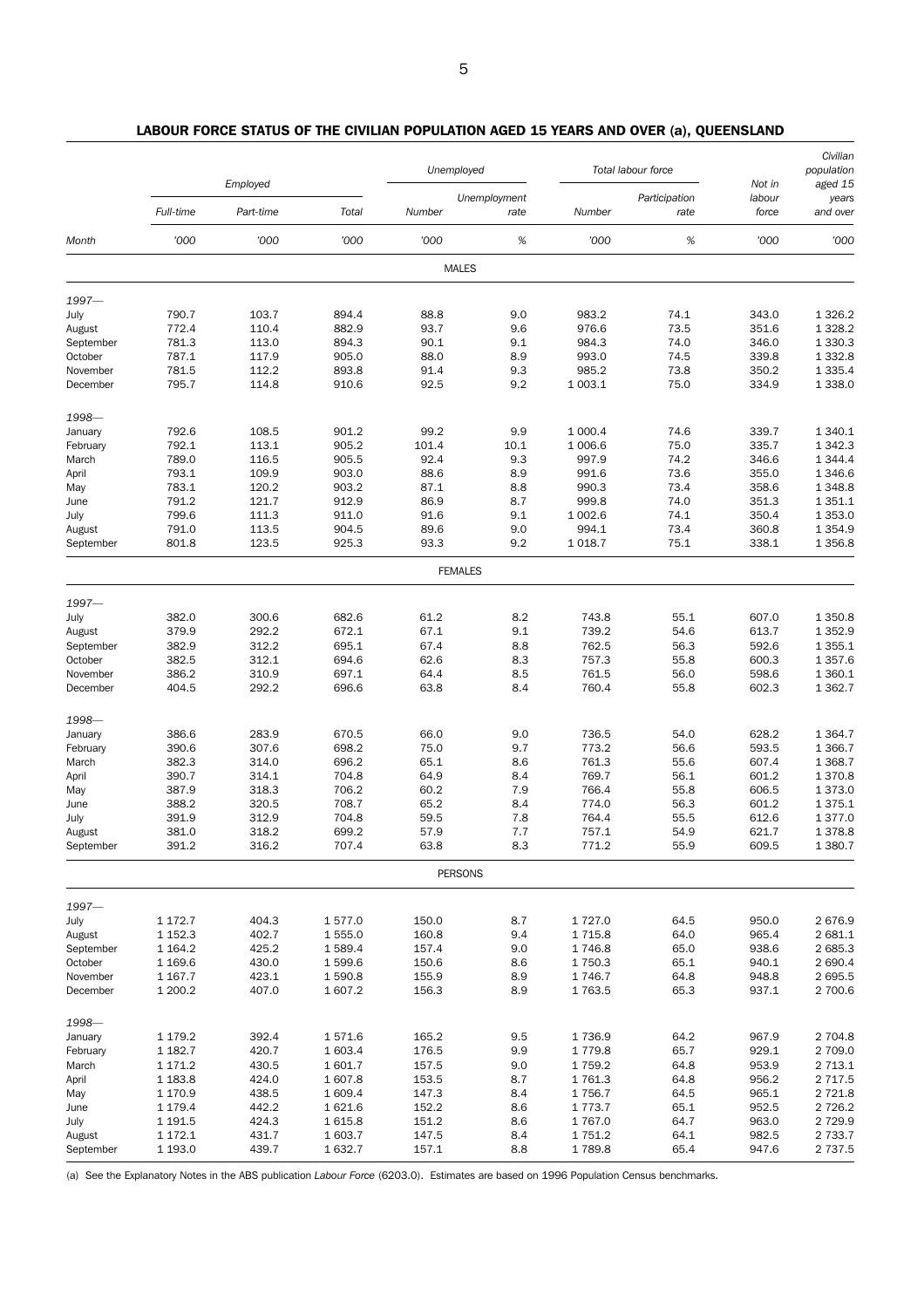## LABOUR FORCE STATUS OF THE CIVILIAN POPULATION AGED 15 YEARS AND OVER (a), QUEENSLAND

| | Employed | | | Unemployed | | Total labour force | | Not in labour force | Civilian population aged 15 years and over |
|---|---|---|---|---|---|---|---|---|---|
| | Full-time | Part-time | Total | Number | Unemployment rate | Number | Participation rate | | |
| Month | '000 | '000 | '000 | '000 | % | '000 | % | '000 | '000 |
| **MALES** | | | | | | | | | |
| *1997—* | | | | | | | | | |
| July | 790.7 | 103.7 | 894.4 | 88.8 | 9.0 | 983.2 | 74.1 | 343.0 | 1 326.2 |
| August | 772.4 | 110.4 | 882.9 | 93.7 | 9.6 | 976.6 | 73.5 | 351.6 | 1 328.2 |
| September | 781.3 | 113.0 | 894.3 | 90.1 | 9.1 | 984.3 | 74.0 | 346.0 | 1 330.3 |
| October | 787.1 | 117.9 | 905.0 | 88.0 | 8.9 | 993.0 | 74.5 | 339.8 | 1 332.8 |
| November | 781.5 | 112.2 | 893.8 | 91.4 | 9.3 | 985.2 | 73.8 | 350.2 | 1 335.4 |
| December | 795.7 | 114.8 | 910.6 | 92.5 | 9.2 | 1 003.1 | 75.0 | 334.9 | 1 338.0 |
| *1998—* | | | | | | | | | |
| January | 792.6 | 108.5 | 901.2 | 99.2 | 9.9 | 1 000.4 | 74.6 | 339.7 | 1 340.1 |
| February | 792.1 | 113.1 | 905.2 | 101.4 | 10.1 | 1 006.6 | 75.0 | 335.7 | 1 342.3 |
| March | 789.0 | 116.5 | 905.5 | 92.4 | 9.3 | 997.9 | 74.2 | 346.6 | 1 344.4 |
| April | 793.1 | 109.9 | 903.0 | 88.6 | 8.9 | 991.6 | 73.6 | 355.0 | 1 346.6 |
| May | 783.1 | 120.2 | 903.2 | 87.1 | 8.8 | 990.3 | 73.4 | 358.6 | 1 348.8 |
| June | 791.2 | 121.7 | 912.9 | 86.9 | 8.7 | 999.8 | 74.0 | 351.3 | 1 351.1 |
| July | 799.6 | 111.3 | 911.0 | 91.6 | 9.1 | 1 002.6 | 74.1 | 350.4 | 1 353.0 |
| August | 791.0 | 113.5 | 904.5 | 89.6 | 9.0 | 994.1 | 73.4 | 360.8 | 1 354.9 |
| September | 801.8 | 123.5 | 925.3 | 93.3 | 9.2 | 1 018.7 | 75.1 | 338.1 | 1 356.8 |
| **FEMALES** | | | | | | | | | |
| *1997—* | | | | | | | | | |
| July | 382.0 | 300.6 | 682.6 | 61.2 | 8.2 | 743.8 | 55.1 | 607.0 | 1 350.8 |
| August | 379.9 | 292.2 | 672.1 | 67.1 | 9.1 | 739.2 | 54.6 | 613.7 | 1 352.9 |
| September | 382.9 | 312.2 | 695.1 | 67.4 | 8.8 | 762.5 | 56.3 | 592.6 | 1 355.1 |
| October | 382.5 | 312.1 | 694.6 | 62.6 | 8.3 | 757.3 | 55.8 | 600.3 | 1 357.6 |
| November | 386.2 | 310.9 | 697.1 | 64.4 | 8.5 | 761.5 | 56.0 | 598.6 | 1 360.1 |
| December | 404.5 | 292.2 | 696.6 | 63.8 | 8.4 | 760.4 | 55.8 | 602.3 | 1 362.7 |
| *1998—* | | | | | | | | | |
| January | 386.6 | 283.9 | 670.5 | 66.0 | 9.0 | 736.5 | 54.0 | 628.2 | 1 364.7 |
| February | 390.6 | 307.6 | 698.2 | 75.0 | 9.7 | 773.2 | 56.6 | 593.5 | 1 366.7 |
| March | 382.3 | 314.0 | 696.2 | 65.1 | 8.6 | 761.3 | 55.6 | 607.4 | 1 368.7 |
| April | 390.7 | 314.1 | 704.8 | 64.9 | 8.4 | 769.7 | 56.1 | 601.2 | 1 370.8 |
| May | 387.9 | 318.3 | 706.2 | 60.2 | 7.9 | 766.4 | 55.8 | 606.5 | 1 373.0 |
| June | 388.2 | 320.5 | 708.7 | 65.2 | 8.4 | 774.0 | 56.3 | 601.2 | 1 375.1 |
| July | 391.9 | 312.9 | 704.8 | 59.5 | 7.8 | 764.4 | 55.5 | 612.6 | 1 377.0 |
| August | 381.0 | 318.2 | 699.2 | 57.9 | 7.7 | 757.1 | 54.9 | 621.7 | 1 378.8 |
| September | 391.2 | 316.2 | 707.4 | 63.8 | 8.3 | 771.2 | 55.9 | 609.5 | 1 380.7 |
| **PERSONS** | | | | | | | | | |
| *1997—* | | | | | | | | | |
| July | 1 172.7 | 404.3 | 1 577.0 | 150.0 | 8.7 | 1 727.0 | 64.5 | 950.0 | 2 676.9 |
| August | 1 152.3 | 402.7 | 1 555.0 | 160.8 | 9.4 | 1 715.8 | 64.0 | 965.4 | 2 681.1 |
| September | 1 164.2 | 425.2 | 1 589.4 | 157.4 | 9.0 | 1 746.8 | 65.0 | 938.6 | 2 685.3 |
| October | 1 169.6 | 430.0 | 1 599.6 | 150.6 | 8.6 | 1 750.3 | 65.1 | 940.1 | 2 690.4 |
| November | 1 167.7 | 423.1 | 1 590.8 | 155.9 | 8.9 | 1 746.7 | 64.8 | 948.8 | 2 695.5 |
| December | 1 200.2 | 407.0 | 1 607.2 | 156.3 | 8.9 | 1 763.5 | 65.3 | 937.1 | 2 700.6 |
| *1998—* | | | | | | | | | |
| January | 1 179.2 | 392.4 | 1 571.6 | 165.2 | 9.5 | 1 736.9 | 64.2 | 967.9 | 2 704.8 |
| February | 1 182.7 | 420.7 | 1 603.4 | 176.5 | 9.9 | 1 779.8 | 65.7 | 929.1 | 2 709.0 |
| March | 1 171.2 | 430.5 | 1 601.7 | 157.5 | 9.0 | 1 759.2 | 64.8 | 953.9 | 2 713.1 |
| April | 1 183.8 | 424.0 | 1 607.8 | 153.5 | 8.7 | 1 761.3 | 64.8 | 956.2 | 2 717.5 |
| May | 1 170.9 | 438.5 | 1 609.4 | 147.3 | 8.4 | 1 756.7 | 64.5 | 965.1 | 2 721.8 |
| June | 1 179.4 | 442.2 | 1 621.6 | 152.2 | 8.6 | 1 773.7 | 65.1 | 952.5 | 2 726.2 |
| July | 1 191.5 | 424.3 | 1 615.8 | 151.2 | 8.6 | 1 767.0 | 64.7 | 963.0 | 2 729.9 |
| August | 1 172.1 | 431.7 | 1 603.7 | 147.5 | 8.4 | 1 751.2 | 64.1 | 982.5 | 2 733.7 |
| September | 1 193.0 | 439.7 | 1 632.7 | 157.1 | 8.8 | 1 789.8 | 65.4 | 947.6 | 2 737.5 |

(a) See the Explanatory Notes in the ABS publication *Labour Force* (6203.0). Estimates are based on 1996 Population Census benchmarks.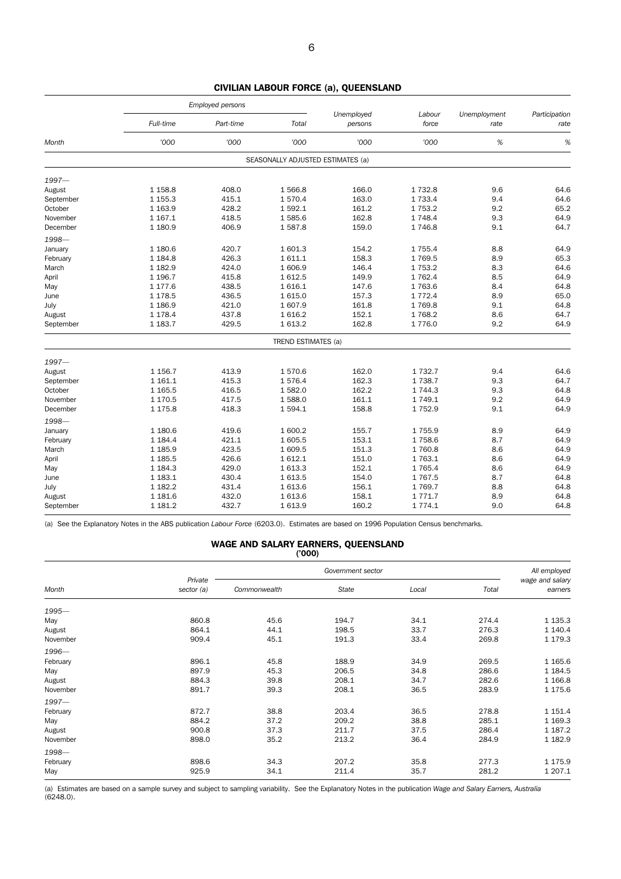## CIVILIAN LABOUR FORCE (a), QUEENSLAND

| Month | Employed persons: Full-time | Employed persons: Part-time | Employed persons: Total | Unemployed persons | Labour force | Unemployment rate | Participation rate |
|---|---|---|---|---|---|---|---|
| | '000 | '000 | '000 | '000 | '000 | % | % |
| SEASONALLY ADJUSTED ESTIMATES (a) | | | | | | | |
| 1997— | | | | | | | |
| August | 1 158.8 | 408.0 | 1 566.8 | 166.0 | 1 732.8 | 9.6 | 64.6 |
| September | 1 155.3 | 415.1 | 1 570.4 | 163.0 | 1 733.4 | 9.4 | 64.6 |
| October | 1 163.9 | 428.2 | 1 592.1 | 161.2 | 1 753.2 | 9.2 | 65.2 |
| November | 1 167.1 | 418.5 | 1 585.6 | 162.8 | 1 748.4 | 9.3 | 64.9 |
| December | 1 180.9 | 406.9 | 1 587.8 | 159.0 | 1 746.8 | 9.1 | 64.7 |
| 1998— | | | | | | | |
| January | 1 180.6 | 420.7 | 1 601.3 | 154.2 | 1 755.4 | 8.8 | 64.9 |
| February | 1 184.8 | 426.3 | 1 611.1 | 158.3 | 1 769.5 | 8.9 | 65.3 |
| March | 1 182.9 | 424.0 | 1 606.9 | 146.4 | 1 753.2 | 8.3 | 64.6 |
| April | 1 196.7 | 415.8 | 1 612.5 | 149.9 | 1 762.4 | 8.5 | 64.9 |
| May | 1 177.6 | 438.5 | 1 616.1 | 147.6 | 1 763.6 | 8.4 | 64.8 |
| June | 1 178.5 | 436.5 | 1 615.0 | 157.3 | 1 772.4 | 8.9 | 65.0 |
| July | 1 186.9 | 421.0 | 1 607.9 | 161.8 | 1 769.8 | 9.1 | 64.8 |
| August | 1 178.4 | 437.8 | 1 616.2 | 152.1 | 1 768.2 | 8.6 | 64.7 |
| September | 1 183.7 | 429.5 | 1 613.2 | 162.8 | 1 776.0 | 9.2 | 64.9 |
| TREND ESTIMATES (a) | | | | | | | |
| 1997— | | | | | | | |
| August | 1 156.7 | 413.9 | 1 570.6 | 162.0 | 1 732.7 | 9.4 | 64.6 |
| September | 1 161.1 | 415.3 | 1 576.4 | 162.3 | 1 738.7 | 9.3 | 64.7 |
| October | 1 165.5 | 416.5 | 1 582.0 | 162.2 | 1 744.3 | 9.3 | 64.8 |
| November | 1 170.5 | 417.5 | 1 588.0 | 161.1 | 1 749.1 | 9.2 | 64.9 |
| December | 1 175.8 | 418.3 | 1 594.1 | 158.8 | 1 752.9 | 9.1 | 64.9 |
| 1998— | | | | | | | |
| January | 1 180.6 | 419.6 | 1 600.2 | 155.7 | 1 755.9 | 8.9 | 64.9 |
| February | 1 184.4 | 421.1 | 1 605.5 | 153.1 | 1 758.6 | 8.7 | 64.9 |
| March | 1 185.9 | 423.5 | 1 609.5 | 151.3 | 1 760.8 | 8.6 | 64.9 |
| April | 1 185.5 | 426.6 | 1 612.1 | 151.0 | 1 763.1 | 8.6 | 64.9 |
| May | 1 184.3 | 429.0 | 1 613.3 | 152.1 | 1 765.4 | 8.6 | 64.9 |
| June | 1 183.1 | 430.4 | 1 613.5 | 154.0 | 1 767.5 | 8.7 | 64.8 |
| July | 1 182.2 | 431.4 | 1 613.6 | 156.1 | 1 769.7 | 8.8 | 64.8 |
| August | 1 181.6 | 432.0 | 1 613.6 | 158.1 | 1 771.7 | 8.9 | 64.8 |
| September | 1 181.2 | 432.7 | 1 613.9 | 160.2 | 1 774.1 | 9.0 | 64.8 |

(a) See the Explanatory Notes in the ABS publication *Labour Force* (6203.0). Estimates are based on 1996 Population Census benchmarks.

## WAGE AND SALARY EARNERS, QUEENSLAND
('000)

| Month | Private sector (a) | Government sector: Commonwealth | Government sector: State | Government sector: Local | Government sector: Total | All employed wage and salary earners |
|---|---|---|---|---|---|---|
| 1995— | | | | | | |
| May | 860.8 | 45.6 | 194.7 | 34.1 | 274.4 | 1 135.3 |
| August | 864.1 | 44.1 | 198.5 | 33.7 | 276.3 | 1 140.4 |
| November | 909.4 | 45.1 | 191.3 | 33.4 | 269.8 | 1 179.3 |
| 1996— | | | | | | |
| February | 896.1 | 45.8 | 188.9 | 34.9 | 269.5 | 1 165.6 |
| May | 897.9 | 45.3 | 206.5 | 34.8 | 286.6 | 1 184.5 |
| August | 884.3 | 39.8 | 208.1 | 34.7 | 282.6 | 1 166.8 |
| November | 891.7 | 39.3 | 208.1 | 36.5 | 283.9 | 1 175.6 |
| 1997— | | | | | | |
| February | 872.7 | 38.8 | 203.4 | 36.5 | 278.8 | 1 151.4 |
| May | 884.2 | 37.2 | 209.2 | 38.8 | 285.1 | 1 169.3 |
| August | 900.8 | 37.3 | 211.7 | 37.5 | 286.4 | 1 187.2 |
| November | 898.0 | 35.2 | 213.2 | 36.4 | 284.9 | 1 182.9 |
| 1998— | | | | | | |
| February | 898.6 | 34.3 | 207.2 | 35.8 | 277.3 | 1 175.9 |
| May | 925.9 | 34.1 | 211.4 | 35.7 | 281.2 | 1 207.1 |

(a) Estimates are based on a sample survey and subject to sampling variability. See the Explanatory Notes in the publication *Wage and Salary Earners, Australia* (6248.0).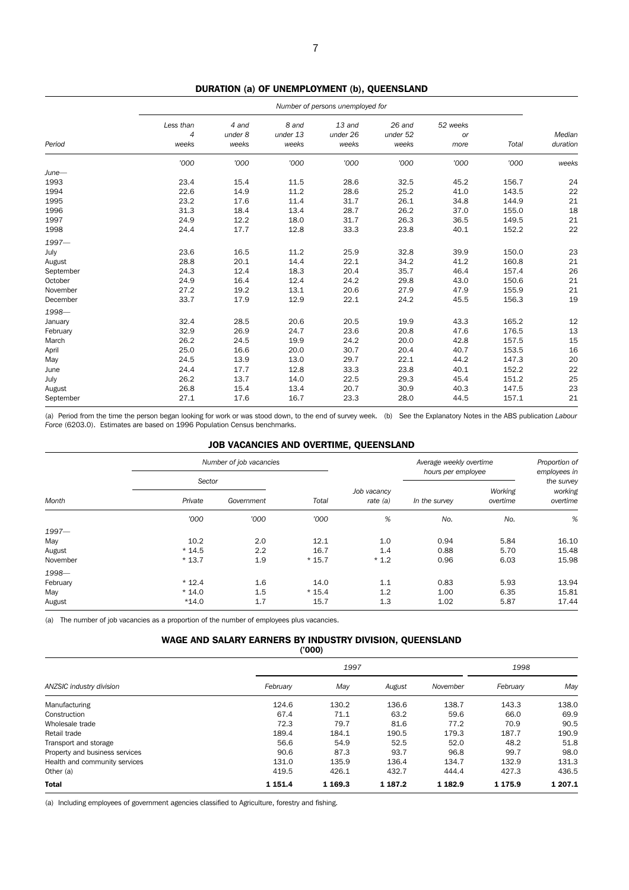## DURATION (a) OF UNEMPLOYMENT (b), QUEENSLAND

| | Number of persons unemployed for | | | | | | | |
|---|---|---|---|---|---|---|---|---|
| Period | Less than 4 weeks | 4 and under 8 weeks | 8 and under 13 weeks | 13 and under 26 weeks | 26 and under 52 weeks | 52 weeks or more | Total | Median duration |
| | '000 | '000 | '000 | '000 | '000 | '000 | '000 | weeks |
| *June—* | | | | | | | | |
| 1993 | 23.4 | 15.4 | 11.5 | 28.6 | 32.5 | 45.2 | 156.7 | 24 |
| 1994 | 22.6 | 14.9 | 11.2 | 28.6 | 25.2 | 41.0 | 143.5 | 22 |
| 1995 | 23.2 | 17.6 | 11.4 | 31.7 | 26.1 | 34.8 | 144.9 | 21 |
| 1996 | 31.3 | 18.4 | 13.4 | 28.7 | 26.2 | 37.0 | 155.0 | 18 |
| 1997 | 24.9 | 12.2 | 18.0 | 31.7 | 26.3 | 36.5 | 149.5 | 21 |
| 1998 | 24.4 | 17.7 | 12.8 | 33.3 | 23.8 | 40.1 | 152.2 | 22 |
| *1997—* | | | | | | | | |
| July | 23.6 | 16.5 | 11.2 | 25.9 | 32.8 | 39.9 | 150.0 | 23 |
| August | 28.8 | 20.1 | 14.4 | 22.1 | 34.2 | 41.2 | 160.8 | 21 |
| September | 24.3 | 12.4 | 18.3 | 20.4 | 35.7 | 46.4 | 157.4 | 26 |
| October | 24.9 | 16.4 | 12.4 | 24.2 | 29.8 | 43.0 | 150.6 | 21 |
| November | 27.2 | 19.2 | 13.1 | 20.6 | 27.9 | 47.9 | 155.9 | 21 |
| December | 33.7 | 17.9 | 12.9 | 22.1 | 24.2 | 45.5 | 156.3 | 19 |
| *1998—* | | | | | | | | |
| January | 32.4 | 28.5 | 20.6 | 20.5 | 19.9 | 43.3 | 165.2 | 12 |
| February | 32.9 | 26.9 | 24.7 | 23.6 | 20.8 | 47.6 | 176.5 | 13 |
| March | 26.2 | 24.5 | 19.9 | 24.2 | 20.0 | 42.8 | 157.5 | 15 |
| April | 25.0 | 16.6 | 20.0 | 30.7 | 20.4 | 40.7 | 153.5 | 16 |
| May | 24.5 | 13.9 | 13.0 | 29.7 | 22.1 | 44.2 | 147.3 | 20 |
| June | 24.4 | 17.7 | 12.8 | 33.3 | 23.8 | 40.1 | 152.2 | 22 |
| July | 26.2 | 13.7 | 14.0 | 22.5 | 29.3 | 45.4 | 151.2 | 25 |
| August | 26.8 | 15.4 | 13.4 | 20.7 | 30.9 | 40.3 | 147.5 | 23 |
| September | 27.1 | 17.6 | 16.7 | 23.3 | 28.0 | 44.5 | 157.1 | 21 |

(a) Period from the time the person began looking for work or was stood down, to the end of survey week. (b) See the Explanatory Notes in the ABS publication *Labour Force* (6203.0). Estimates are based on 1996 Population Census benchmarks.

## JOB VACANCIES AND OVERTIME, QUEENSLAND

| | Number of job vacancies | | | | Average weekly overtime hours per employee | | Proportion of employees in the survey working overtime |
|---|---|---|---|---|---|---|---|
| | Sector | | | | | | |
| Month | Private | Government | Total | Job vacancy rate (a) | In the survey | Working overtime | |
| | '000 | '000 | '000 | % | No. | No. | % |
| *1997—* | | | | | | | |
| May | 10.2 | 2.0 | 12.1 | 1.0 | 0.94 | 5.84 | 16.10 |
| August | * 14.5 | 2.2 | 16.7 | 1.4 | 0.88 | 5.70 | 15.48 |
| November | * 13.7 | 1.9 | * 15.7 | * 1.2 | 0.96 | 6.03 | 15.98 |
| *1998—* | | | | | | | |
| February | * 12.4 | 1.6 | 14.0 | 1.1 | 0.83 | 5.93 | 13.94 |
| May | * 14.0 | 1.5 | * 15.4 | 1.2 | 1.00 | 6.35 | 15.81 |
| August | *14.0 | 1.7 | 15.7 | 1.3 | 1.02 | 5.87 | 17.44 |

(a) The number of job vacancies as a proportion of the number of employees plus vacancies.

## WAGE AND SALARY EARNERS BY INDUSTRY DIVISION, QUEENSLAND
('000)

| | 1997 | | | | 1998 | |
|---|---|---|---|---|---|---|
| ANZSIC industry division | February | May | August | November | February | May |
| Manufacturing | 124.6 | 130.2 | 136.6 | 138.7 | 143.3 | 138.0 |
| Construction | 67.4 | 71.1 | 63.2 | 59.6 | 66.0 | 69.9 |
| Wholesale trade | 72.3 | 79.7 | 81.6 | 77.2 | 70.9 | 90.5 |
| Retail trade | 189.4 | 184.1 | 190.5 | 179.3 | 187.7 | 190.9 |
| Transport and storage | 56.6 | 54.9 | 52.5 | 52.0 | 48.2 | 51.8 |
| Property and business services | 90.6 | 87.3 | 93.7 | 96.8 | 99.7 | 98.0 |
| Health and community services | 131.0 | 135.9 | 136.4 | 134.7 | 132.9 | 131.3 |
| Other (a) | 419.5 | 426.1 | 432.7 | 444.4 | 427.3 | 436.5 |
| **Total** | **1 151.4** | **1 169.3** | **1 187.2** | **1 182.9** | **1 175.9** | **1 207.1** |

(a) Including employees of government agencies classified to Agriculture, forestry and fishing.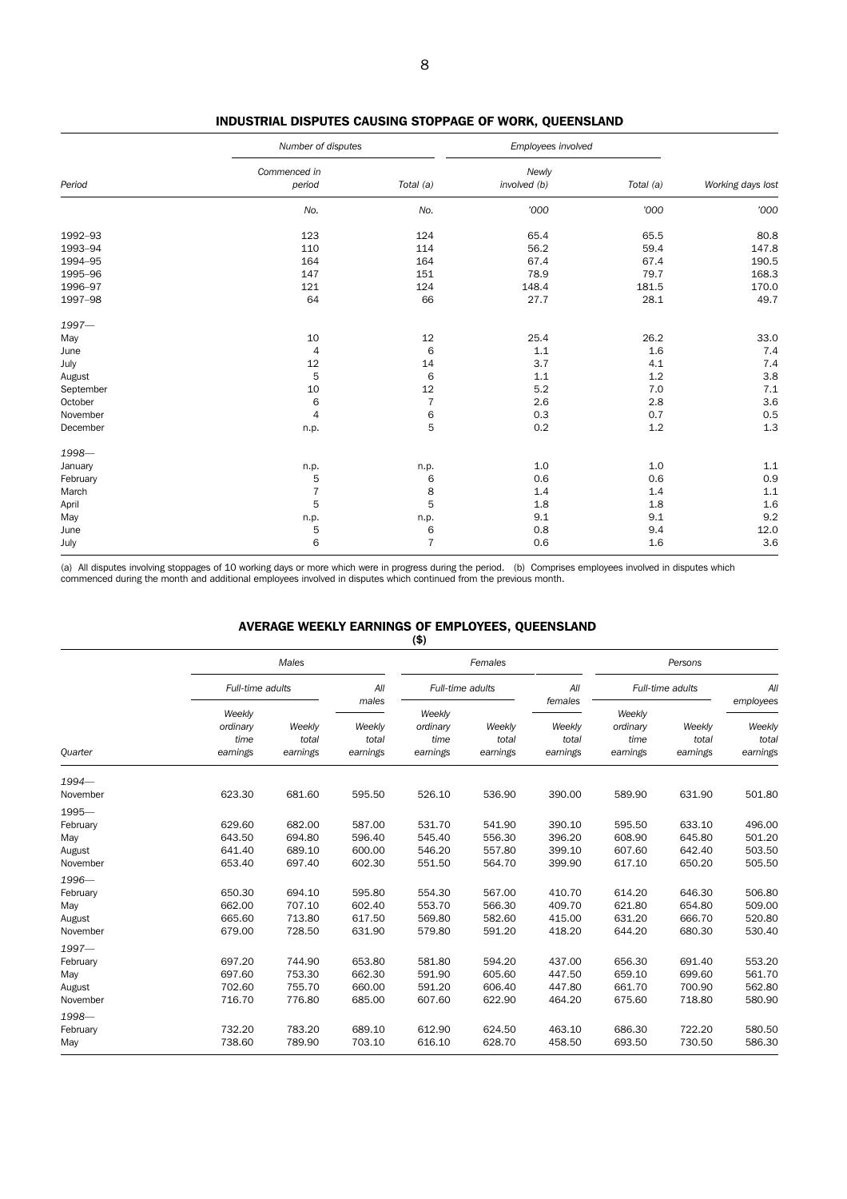## INDUSTRIAL DISPUTES CAUSING STOPPAGE OF WORK, QUEENSLAND

| Period | Number of disputes | | Employees involved | | |
|---|---|---|---|---|---|
| | Commenced in period | Total (a) | Newly involved (b) | Total (a) | Working days lost |
| | No. | No. | '000 | '000 | '000 |
| 1992–93 | 123 | 124 | 65.4 | 65.5 | 80.8 |
| 1993–94 | 110 | 114 | 56.2 | 59.4 | 147.8 |
| 1994–95 | 164 | 164 | 67.4 | 67.4 | 190.5 |
| 1995–96 | 147 | 151 | 78.9 | 79.7 | 168.3 |
| 1996–97 | 121 | 124 | 148.4 | 181.5 | 170.0 |
| 1997–98 | 64 | 66 | 27.7 | 28.1 | 49.7 |
| *1997—* | | | | | |
| May | 10 | 12 | 25.4 | 26.2 | 33.0 |
| June | 4 | 6 | 1.1 | 1.6 | 7.4 |
| July | 12 | 14 | 3.7 | 4.1 | 7.4 |
| August | 5 | 6 | 1.1 | 1.2 | 3.8 |
| September | 10 | 12 | 5.2 | 7.0 | 7.1 |
| October | 6 | 7 | 2.6 | 2.8 | 3.6 |
| November | 4 | 6 | 0.3 | 0.7 | 0.5 |
| December | n.p. | 5 | 0.2 | 1.2 | 1.3 |
| *1998—* | | | | | |
| January | n.p. | n.p. | 1.0 | 1.0 | 1.1 |
| February | 5 | 6 | 0.6 | 0.6 | 0.9 |
| March | 7 | 8 | 1.4 | 1.4 | 1.1 |
| April | 5 | 5 | 1.8 | 1.8 | 1.6 |
| May | n.p. | n.p. | 9.1 | 9.1 | 9.2 |
| June | 5 | 6 | 0.8 | 9.4 | 12.0 |
| July | 6 | 7 | 0.6 | 1.6 | 3.6 |

(a) All disputes involving stoppages of 10 working days or more which were in progress during the period. (b) Comprises employees involved in disputes which commenced during the month and additional employees involved in disputes which continued from the previous month.

## AVERAGE WEEKLY EARNINGS OF EMPLOYEES, QUEENSLAND
**($)**

| Quarter | Males | | | Females | | | Persons | | |
|---|---|---|---|---|---|---|---|---|---|
| | Full-time adults | | All males | Full-time adults | | All females | Full-time adults | | All employees |
| | Weekly ordinary time earnings | Weekly total earnings | Weekly total earnings | Weekly ordinary time earnings | Weekly total earnings | Weekly total earnings | Weekly ordinary time earnings | Weekly total earnings | Weekly total earnings |
| *1994—* | | | | | | | | | |
| November | 623.30 | 681.60 | 595.50 | 526.10 | 536.90 | 390.00 | 589.90 | 631.90 | 501.80 |
| *1995—* | | | | | | | | | |
| February | 629.60 | 682.00 | 587.00 | 531.70 | 541.90 | 390.10 | 595.50 | 633.10 | 496.00 |
| May | 643.50 | 694.80 | 596.40 | 545.40 | 556.30 | 396.20 | 608.90 | 645.80 | 501.20 |
| August | 641.40 | 689.10 | 600.00 | 546.20 | 557.80 | 399.10 | 607.60 | 642.40 | 503.50 |
| November | 653.40 | 697.40 | 602.30 | 551.50 | 564.70 | 399.90 | 617.10 | 650.20 | 505.50 |
| *1996—* | | | | | | | | | |
| February | 650.30 | 694.10 | 595.80 | 554.30 | 567.00 | 410.70 | 614.20 | 646.30 | 506.80 |
| May | 662.00 | 707.10 | 602.40 | 553.70 | 566.30 | 409.70 | 621.80 | 654.80 | 509.00 |
| August | 665.60 | 713.80 | 617.50 | 569.80 | 582.60 | 415.00 | 631.20 | 666.70 | 520.80 |
| November | 679.00 | 728.50 | 631.90 | 579.80 | 591.20 | 418.20 | 644.20 | 680.30 | 530.40 |
| *1997—* | | | | | | | | | |
| February | 697.20 | 744.90 | 653.80 | 581.80 | 594.20 | 437.00 | 656.30 | 691.40 | 553.20 |
| May | 697.60 | 753.30 | 662.30 | 591.90 | 605.60 | 447.50 | 659.10 | 699.60 | 561.70 |
| August | 702.60 | 755.70 | 660.00 | 591.20 | 606.40 | 447.80 | 661.70 | 700.90 | 562.80 |
| November | 716.70 | 776.80 | 685.00 | 607.60 | 622.90 | 464.20 | 675.60 | 718.80 | 580.90 |
| *1998—* | | | | | | | | | |
| February | 732.20 | 783.20 | 689.10 | 612.90 | 624.50 | 463.10 | 686.30 | 722.20 | 580.50 |
| May | 738.60 | 789.90 | 703.10 | 616.10 | 628.70 | 458.50 | 693.50 | 730.50 | 586.30 |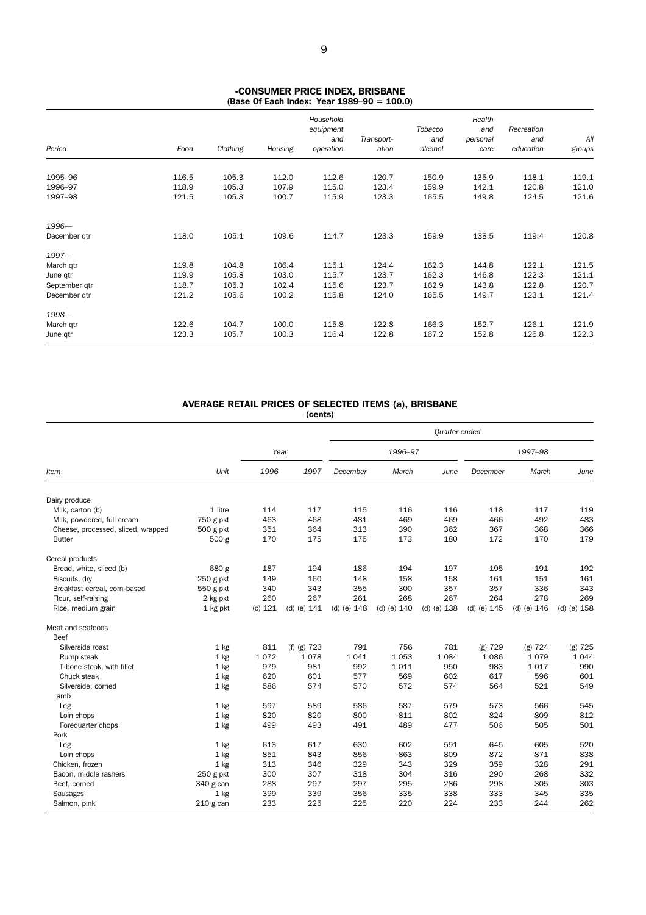## -CONSUMER PRICE INDEX, BRISBANE
### (Base Of Each Index: Year 1989–90 = 100.0)

| Period | Food | Clothing | Housing | Household equipment and operation | Transport-ation | Tobacco and alcohol | Health and personal care | Recreation and education | All groups |
|---|---|---|---|---|---|---|---|---|---|
| 1995–96 | 116.5 | 105.3 | 112.0 | 112.6 | 120.7 | 150.9 | 135.9 | 118.1 | 119.1 |
| 1996–97 | 118.9 | 105.3 | 107.9 | 115.0 | 123.4 | 159.9 | 142.1 | 120.8 | 121.0 |
| 1997–98 | 121.5 | 105.3 | 100.7 | 115.9 | 123.3 | 165.5 | 149.8 | 124.5 | 121.6 |
| *1996—* | | | | | | | | | |
| December qtr | 118.0 | 105.1 | 109.6 | 114.7 | 123.3 | 159.9 | 138.5 | 119.4 | 120.8 |
| *1997—* | | | | | | | | | |
| March qtr | 119.8 | 104.8 | 106.4 | 115.1 | 124.4 | 162.3 | 144.8 | 122.1 | 121.5 |
| June qtr | 119.9 | 105.8 | 103.0 | 115.7 | 123.7 | 162.3 | 146.8 | 122.3 | 121.1 |
| September qtr | 118.7 | 105.3 | 102.4 | 115.6 | 123.7 | 162.9 | 143.8 | 122.8 | 120.7 |
| December qtr | 121.2 | 105.6 | 100.2 | 115.8 | 124.0 | 165.5 | 149.7 | 123.1 | 121.4 |
| *1998—* | | | | | | | | | |
| March qtr | 122.6 | 104.7 | 100.0 | 115.8 | 122.8 | 166.3 | 152.7 | 126.1 | 121.9 |
| June qtr | 123.3 | 105.7 | 100.3 | 116.4 | 122.8 | 167.2 | 152.8 | 125.8 | 122.3 |

## AVERAGE RETAIL PRICES OF SELECTED ITEMS (a), BRISBANE
### (cents)

| Item | Unit | Year | | Quarter ended | | | | | |
|---|---|---|---|---|---|---|---|---|---|
| | | | | 1996–97 | | | 1997–98 | | |
| | | 1996 | 1997 | December | March | June | December | March | June |
| Dairy produce | | | | | | | | | |
| Milk, carton (b) | 1 litre | 114 | 117 | 115 | 116 | 116 | 118 | 117 | 119 |
| Milk, powdered, full cream | 750 g pkt | 463 | 468 | 481 | 469 | 469 | 466 | 492 | 483 |
| Cheese, processed, sliced, wrapped | 500 g pkt | 351 | 364 | 313 | 390 | 362 | 367 | 368 | 366 |
| Butter | 500 g | 170 | 175 | 175 | 173 | 180 | 172 | 170 | 179 |
| Cereal products | | | | | | | | | |
| Bread, white, sliced (b) | 680 g | 187 | 194 | 186 | 194 | 197 | 195 | 191 | 192 |
| Biscuits, dry | 250 g pkt | 149 | 160 | 148 | 158 | 158 | 161 | 151 | 161 |
| Breakfast cereal, corn-based | 550 g pkt | 340 | 343 | 355 | 300 | 357 | 357 | 336 | 343 |
| Flour, self-raising | 2 kg pkt | 260 | 267 | 261 | 268 | 267 | 264 | 278 | 269 |
| Rice, medium grain | 1 kg pkt | (c) 121 | (d) (e) 141 | (d) (e) 148 | (d) (e) 140 | (d) (e) 138 | (d) (e) 145 | (d) (e) 146 | (d) (e) 158 |
| Meat and seafoods | | | | | | | | | |
| Beef | | | | | | | | | |
| Silverside roast | 1 kg | 811 | (f) (g) 723 | 791 | 756 | 781 | (g) 729 | (g) 724 | (g) 725 |
| Rump steak | 1 kg | 1 072 | 1 078 | 1 041 | 1 053 | 1 084 | 1 086 | 1 079 | 1 044 |
| T-bone steak, with fillet | 1 kg | 979 | 981 | 992 | 1 011 | 950 | 983 | 1 017 | 990 |
| Chuck steak | 1 kg | 620 | 601 | 577 | 569 | 602 | 617 | 596 | 601 |
| Silverside, corned | 1 kg | 586 | 574 | 570 | 572 | 574 | 564 | 521 | 549 |
| Lamb | | | | | | | | | |
| Leg | 1 kg | 597 | 589 | 586 | 587 | 579 | 573 | 566 | 545 |
| Loin chops | 1 kg | 820 | 820 | 800 | 811 | 802 | 824 | 809 | 812 |
| Forequarter chops | 1 kg | 499 | 493 | 491 | 489 | 477 | 506 | 505 | 501 |
| Pork | | | | | | | | | |
| Leg | 1 kg | 613 | 617 | 630 | 602 | 591 | 645 | 605 | 520 |
| Loin chops | 1 kg | 851 | 843 | 856 | 863 | 809 | 872 | 871 | 838 |
| Chicken, frozen | 1 kg | 313 | 346 | 329 | 343 | 329 | 359 | 328 | 291 |
| Bacon, middle rashers | 250 g pkt | 300 | 307 | 318 | 304 | 316 | 290 | 268 | 332 |
| Beef, corned | 340 g can | 288 | 297 | 297 | 295 | 286 | 298 | 305 | 303 |
| Sausages | 1 kg | 399 | 339 | 356 | 335 | 338 | 333 | 345 | 335 |
| Salmon, pink | 210 g can | 233 | 225 | 225 | 220 | 224 | 233 | 244 | 262 |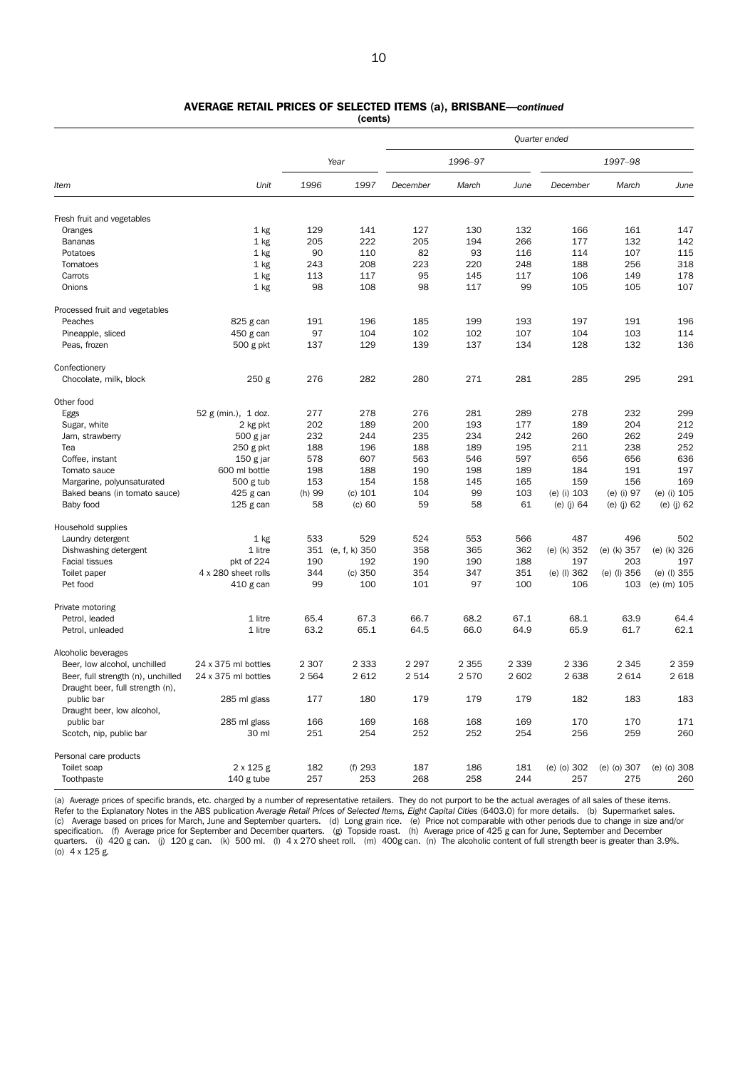## AVERAGE RETAIL PRICES OF SELECTED ITEMS (a), BRISBANE—*continued*

(cents)

| Item | Unit | Year | | Quarter ended | | | | | |
|---|---|---|---|---|---|---|---|---|---|
| | | | | 1996–97 | | | 1997–98 | | |
| | | 1996 | 1997 | December | March | June | December | March | June |
| **Fresh fruit and vegetables** | | | | | | | | | |
| Oranges | 1 kg | 129 | 141 | 127 | 130 | 132 | 166 | 161 | 147 |
| Bananas | 1 kg | 205 | 222 | 205 | 194 | 266 | 177 | 132 | 142 |
| Potatoes | 1 kg | 90 | 110 | 82 | 93 | 116 | 114 | 107 | 115 |
| Tomatoes | 1 kg | 243 | 208 | 223 | 220 | 248 | 188 | 256 | 318 |
| Carrots | 1 kg | 113 | 117 | 95 | 145 | 117 | 106 | 149 | 178 |
| Onions | 1 kg | 98 | 108 | 98 | 117 | 99 | 105 | 105 | 107 |
| **Processed fruit and vegetables** | | | | | | | | | |
| Peaches | 825 g can | 191 | 196 | 185 | 199 | 193 | 197 | 191 | 196 |
| Pineapple, sliced | 450 g can | 97 | 104 | 102 | 102 | 107 | 104 | 103 | 114 |
| Peas, frozen | 500 g pkt | 137 | 129 | 139 | 137 | 134 | 128 | 132 | 136 |
| **Confectionery** | | | | | | | | | |
| Chocolate, milk, block | 250 g | 276 | 282 | 280 | 271 | 281 | 285 | 295 | 291 |
| **Other food** | | | | | | | | | |
| Eggs | 52 g (min.), 1 doz. | 277 | 278 | 276 | 281 | 289 | 278 | 232 | 299 |
| Sugar, white | 2 kg pkt | 202 | 189 | 200 | 193 | 177 | 189 | 204 | 212 |
| Jam, strawberry | 500 g jar | 232 | 244 | 235 | 234 | 242 | 260 | 262 | 249 |
| Tea | 250 g pkt | 188 | 196 | 188 | 189 | 195 | 211 | 238 | 252 |
| Coffee, instant | 150 g jar | 578 | 607 | 563 | 546 | 597 | 656 | 656 | 636 |
| Tomato sauce | 600 ml bottle | 198 | 188 | 190 | 198 | 189 | 184 | 191 | 197 |
| Margarine, polyunsaturated | 500 g tub | 153 | 154 | 158 | 145 | 165 | 159 | 156 | 169 |
| Baked beans (in tomato sauce) | 425 g can | (h) 99 | (c) 101 | 104 | 99 | 103 | (e) (i) 103 | (e) (i) 97 | (e) (i) 105 |
| Baby food | 125 g can | 58 | (c) 60 | 59 | 58 | 61 | (e) (j) 64 | (e) (j) 62 | (e) (j) 62 |
| **Household supplies** | | | | | | | | | |
| Laundry detergent | 1 kg | 533 | 529 | 524 | 553 | 566 | 487 | 496 | 502 |
| Dishwashing detergent | 1 litre | 351 | (e, f, k) 350 | 358 | 365 | 362 | (e) (k) 352 | (e) (k) 357 | (e) (k) 326 |
| Facial tissues | pkt of 224 | 190 | 192 | 190 | 190 | 188 | 197 | 203 | 197 |
| Toilet paper | 4 x 280 sheet rolls | 344 | (c) 350 | 354 | 347 | 351 | (e) (l) 362 | (e) (l) 356 | (e) (l) 355 |
| Pet food | 410 g can | 99 | 100 | 101 | 97 | 100 | 106 | 103 | (e) (m) 105 |
| **Private motoring** | | | | | | | | | |
| Petrol, leaded | 1 litre | 65.4 | 67.3 | 66.7 | 68.2 | 67.1 | 68.1 | 63.9 | 64.4 |
| Petrol, unleaded | 1 litre | 63.2 | 65.1 | 64.5 | 66.0 | 64.9 | 65.9 | 61.7 | 62.1 |
| **Alcoholic beverages** | | | | | | | | | |
| Beer, low alcohol, unchilled | 24 x 375 ml bottles | 2 307 | 2 333 | 2 297 | 2 355 | 2 339 | 2 336 | 2 345 | 2 359 |
| Beer, full strength (n), unchilled | 24 x 375 ml bottles | 2 564 | 2 612 | 2 514 | 2 570 | 2 602 | 2 638 | 2 614 | 2 618 |
| Draught beer, full strength (n), public bar | 285 ml glass | 177 | 180 | 179 | 179 | 179 | 182 | 183 | 183 |
| Draught beer, low alcohol, public bar | 285 ml glass | 166 | 169 | 168 | 168 | 169 | 170 | 170 | 171 |
| Scotch, nip, public bar | 30 ml | 251 | 254 | 252 | 252 | 254 | 256 | 259 | 260 |
| **Personal care products** | | | | | | | | | |
| Toilet soap | 2 x 125 g | 182 | (f) 293 | 187 | 186 | 181 | (e) (o) 302 | (e) (o) 307 | (e) (o) 308 |
| Toothpaste | 140 g tube | 257 | 253 | 268 | 258 | 244 | 257 | 275 | 260 |

(a) Average prices of specific brands, etc. charged by a number of representative retailers. They do not purport to be the actual averages of all sales of these items. Refer to the Explanatory Notes in the ABS publication *Average Retail Prices of Selected Items, Eight Capital Cities* (6403.0) for more details. (b) Supermarket sales. (c) Average based on prices for March, June and September quarters. (d) Long grain rice. (e) Price not comparable with other periods due to change in size and/or specification. (f) Average price for September and December quarters. (g) Topside roast. (h) Average price of 425 g can for June, September and December quarters. (i) 420 g can. (j) 120 g can. (k) 500 ml. (l) 4 x 270 sheet roll. (m) 400g can. (n) The alcoholic content of full strength beer is greater than 3.9%. (o) 4 x 125 g.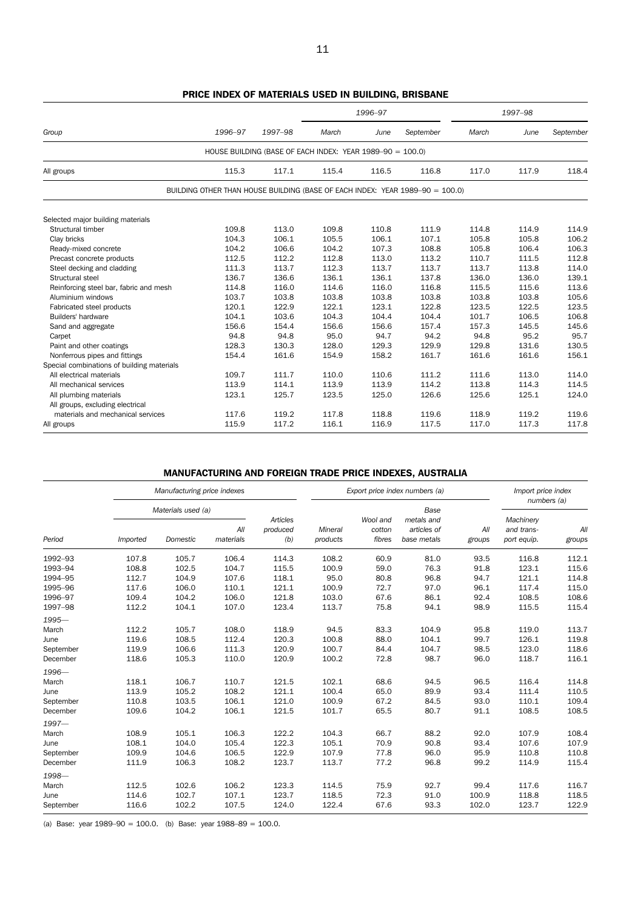## PRICE INDEX OF MATERIALS USED IN BUILDING, BRISBANE

| Group | 1996–97 | 1997–98 | 1996–97 | | | 1997–98 | | |
|---|---|---|---|---|---|---|---|---|
| | | | March | June | September | March | June | September |
| HOUSE BUILDING (BASE OF EACH INDEX: YEAR 1989–90 = 100.0) | | | | | | | | |
| All groups | 115.3 | 117.1 | 115.4 | 116.5 | 116.8 | 117.0 | 117.9 | 118.4 |
| BUILDING OTHER THAN HOUSE BUILDING (BASE OF EACH INDEX: YEAR 1989–90 = 100.0) | | | | | | | | |
| Selected major building materials | | | | | | | | |
| Structural timber | 109.8 | 113.0 | 109.8 | 110.8 | 111.9 | 114.8 | 114.9 | 114.9 |
| Clay bricks | 104.3 | 106.1 | 105.5 | 106.1 | 107.1 | 105.8 | 105.8 | 106.2 |
| Ready-mixed concrete | 104.2 | 106.6 | 104.2 | 107.3 | 108.8 | 105.8 | 106.4 | 106.3 |
| Precast concrete products | 112.5 | 112.2 | 112.8 | 113.0 | 113.2 | 110.7 | 111.5 | 112.8 |
| Steel decking and cladding | 111.3 | 113.7 | 112.3 | 113.7 | 113.7 | 113.7 | 113.8 | 114.0 |
| Structural steel | 136.7 | 136.6 | 136.1 | 136.1 | 137.8 | 136.0 | 136.0 | 139.1 |
| Reinforcing steel bar, fabric and mesh | 114.8 | 116.0 | 114.6 | 116.0 | 116.8 | 115.5 | 115.6 | 113.6 |
| Aluminium windows | 103.7 | 103.8 | 103.8 | 103.8 | 103.8 | 103.8 | 103.8 | 105.6 |
| Fabricated steel products | 120.1 | 122.9 | 122.1 | 123.1 | 122.8 | 123.5 | 122.5 | 123.5 |
| Builders' hardware | 104.1 | 103.6 | 104.3 | 104.4 | 104.4 | 101.7 | 106.5 | 106.8 |
| Sand and aggregate | 156.6 | 154.4 | 156.6 | 156.6 | 157.4 | 157.3 | 145.5 | 145.6 |
| Carpet | 94.8 | 94.8 | 95.0 | 94.7 | 94.2 | 94.8 | 95.2 | 95.7 |
| Paint and other coatings | 128.3 | 130.3 | 128.0 | 129.3 | 129.9 | 129.8 | 131.6 | 130.5 |
| Nonferrous pipes and fittings | 154.4 | 161.6 | 154.9 | 158.2 | 161.7 | 161.6 | 161.6 | 156.1 |
| Special combinations of building materials | | | | | | | | |
| All electrical materials | 109.7 | 111.7 | 110.0 | 110.6 | 111.2 | 111.6 | 113.0 | 114.0 |
| All mechanical services | 113.9 | 114.1 | 113.9 | 113.9 | 114.2 | 113.8 | 114.3 | 114.5 |
| All plumbing materials | 123.1 | 125.7 | 123.5 | 125.0 | 126.6 | 125.6 | 125.1 | 124.0 |
| All groups, excluding electrical materials and mechanical services | 117.6 | 119.2 | 117.8 | 118.8 | 119.6 | 118.9 | 119.2 | 119.6 |
| All groups | 115.9 | 117.2 | 116.1 | 116.9 | 117.5 | 117.0 | 117.3 | 117.8 |

## MANUFACTURING AND FOREIGN TRADE PRICE INDEXES, AUSTRALIA

| Period | Manufacturing price indexes | | | | Export price index numbers (a) | | | | Import price index numbers (a) | |
|---|---|---|---|---|---|---|---|---|---|---|
| | Materials used (a) | | | Articles produced (b) | | | | | | |
| | Imported | Domestic | All materials | | Mineral products | Wool and cotton fibres | Base metals and articles of base metals | All groups | Machinery and transport equip. | All groups |
| 1992–93 | 107.8 | 105.7 | 106.4 | 114.3 | 108.2 | 60.9 | 81.0 | 93.5 | 116.8 | 112.1 |
| 1993–94 | 108.8 | 102.5 | 104.7 | 115.5 | 100.9 | 59.0 | 76.3 | 91.8 | 123.1 | 115.6 |
| 1994–95 | 112.7 | 104.9 | 107.6 | 118.1 | 95.0 | 80.8 | 96.8 | 94.7 | 121.1 | 114.8 |
| 1995–96 | 117.6 | 106.0 | 110.1 | 121.1 | 100.9 | 72.7 | 97.0 | 96.1 | 117.4 | 115.0 |
| 1996–97 | 109.4 | 104.2 | 106.0 | 121.8 | 103.0 | 67.6 | 86.1 | 92.4 | 108.5 | 108.6 |
| 1997–98 | 112.2 | 104.1 | 107.0 | 123.4 | 113.7 | 75.8 | 94.1 | 98.9 | 115.5 | 115.4 |
| *1995—* | | | | | | | | | | |
| March | 112.2 | 105.7 | 108.0 | 118.9 | 94.5 | 83.3 | 104.9 | 95.8 | 119.0 | 113.7 |
| June | 119.6 | 108.5 | 112.4 | 120.3 | 100.8 | 88.0 | 104.1 | 99.7 | 126.1 | 119.8 |
| September | 119.9 | 106.6 | 111.3 | 120.9 | 100.7 | 84.4 | 104.7 | 98.5 | 123.0 | 118.6 |
| December | 118.6 | 105.3 | 110.0 | 120.9 | 100.2 | 72.8 | 98.7 | 96.0 | 118.7 | 116.1 |
| *1996—* | | | | | | | | | | |
| March | 118.1 | 106.7 | 110.7 | 121.5 | 102.1 | 68.6 | 94.5 | 96.5 | 116.4 | 114.8 |
| June | 113.9 | 105.2 | 108.2 | 121.1 | 100.4 | 65.0 | 89.9 | 93.4 | 111.4 | 110.5 |
| September | 110.8 | 103.5 | 106.1 | 121.0 | 100.9 | 67.2 | 84.5 | 93.0 | 110.1 | 109.4 |
| December | 109.6 | 104.2 | 106.1 | 121.5 | 101.7 | 65.5 | 80.7 | 91.1 | 108.5 | 108.5 |
| *1997—* | | | | | | | | | | |
| March | 108.9 | 105.1 | 106.3 | 122.2 | 104.3 | 66.7 | 88.2 | 92.0 | 107.9 | 108.4 |
| June | 108.1 | 104.0 | 105.4 | 122.3 | 105.1 | 70.9 | 90.8 | 93.4 | 107.6 | 107.9 |
| September | 109.9 | 104.6 | 106.5 | 122.9 | 107.9 | 77.8 | 96.0 | 95.9 | 110.8 | 110.8 |
| December | 111.9 | 106.3 | 108.2 | 123.7 | 113.7 | 77.2 | 96.8 | 99.2 | 114.9 | 115.4 |
| *1998—* | | | | | | | | | | |
| March | 112.5 | 102.6 | 106.2 | 123.3 | 114.5 | 75.9 | 92.7 | 99.4 | 117.6 | 116.7 |
| June | 114.6 | 102.7 | 107.1 | 123.7 | 118.5 | 72.3 | 91.0 | 100.9 | 118.8 | 118.5 |
| September | 116.6 | 102.2 | 107.5 | 124.0 | 122.4 | 67.6 | 93.3 | 102.0 | 123.7 | 122.9 |

(a) Base: year 1989–90 = 100.0. (b) Base: year 1988–89 = 100.0.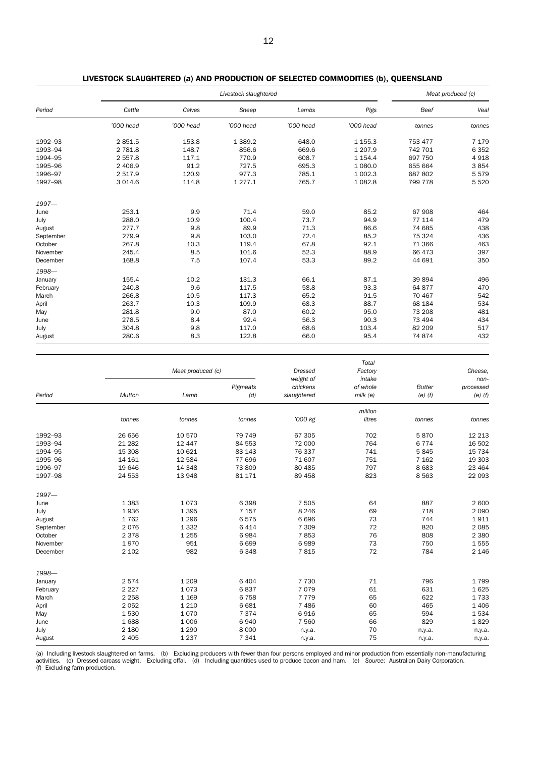## LIVESTOCK SLAUGHTERED (a) AND PRODUCTION OF SELECTED COMMODITIES (b), QUEENSLAND

| Period | *Livestock slaughtered* | | | | | *Meat produced (c)* | |
|---|---|---|---|---|---|---|---|
| | *Cattle* | *Calves* | *Sheep* | *Lambs* | *Pigs* | *Beef* | *Veal* |
| | *'000 head* | *'000 head* | *'000 head* | *'000 head* | *'000 head* | *tonnes* | *tonnes* |
| 1992–93 | 2 851.5 | 153.8 | 1 389.2 | 648.0 | 1 155.3 | 753 477 | 7 179 |
| 1993–94 | 2 781.8 | 148.7 | 856.6 | 669.6 | 1 207.9 | 742 701 | 6 352 |
| 1994–95 | 2 557.8 | 117.1 | 770.9 | 608.7 | 1 154.4 | 697 750 | 4 918 |
| 1995–96 | 2 406.9 | 91.2 | 727.5 | 695.3 | 1 080.0 | 655 664 | 3 854 |
| 1996–97 | 2 517.9 | 120.9 | 977.3 | 785.1 | 1 002.3 | 687 802 | 5 579 |
| 1997–98 | 3 014.6 | 114.8 | 1 277.1 | 765.7 | 1 082.8 | 799 778 | 5 520 |
| *1997—* | | | | | | | |
| June | 253.1 | 9.9 | 71.4 | 59.0 | 85.2 | 67 908 | 464 |
| July | 288.0 | 10.9 | 100.4 | 73.7 | 94.9 | 77 114 | 479 |
| August | 277.7 | 9.8 | 89.9 | 71.3 | 86.6 | 74 685 | 438 |
| September | 279.9 | 9.8 | 103.0 | 72.4 | 85.2 | 75 324 | 436 |
| October | 267.8 | 10.3 | 119.4 | 67.8 | 92.1 | 71 366 | 463 |
| November | 245.4 | 8.5 | 101.6 | 52.3 | 88.9 | 66 473 | 397 |
| December | 168.8 | 7.5 | 107.4 | 53.3 | 89.2 | 44 691 | 350 |
| *1998—* | | | | | | | |
| January | 155.4 | 10.2 | 131.3 | 66.1 | 87.1 | 39 894 | 496 |
| February | 240.8 | 9.6 | 117.5 | 58.8 | 93.3 | 64 877 | 470 |
| March | 266.8 | 10.5 | 117.3 | 65.2 | 91.5 | 70 467 | 542 |
| April | 263.7 | 10.3 | 109.9 | 68.3 | 88.7 | 68 184 | 534 |
| May | 281.8 | 9.0 | 87.0 | 60.2 | 95.0 | 73 208 | 481 |
| June | 278.5 | 8.4 | 92.4 | 56.3 | 90.3 | 73 494 | 434 |
| July | 304.8 | 9.8 | 117.0 | 68.6 | 103.4 | 82 209 | 517 |
| August | 280.6 | 8.3 | 122.8 | 66.0 | 95.4 | 74 874 | 432 |

| Period | *Meat produced (c)* | | | *Dressed weight of chickens slaughtered* | *Total Factory intake of whole milk (e)* | *Butter (e) (f)* | *Cheese, non-processed (e) (f)* |
|---|---|---|---|---|---|---|---|
| | *Mutton* | *Lamb* | *Pigmeats (d)* | | | | |
| | *tonnes* | *tonnes* | *tonnes* | *'000 kg* | *million litres* | *tonnes* | *tonnes* |
| 1992–93 | 26 656 | 10 570 | 79 749 | 67 305 | 702 | 5 870 | 12 213 |
| 1993–94 | 21 282 | 12 447 | 84 553 | 72 000 | 764 | 6 774 | 16 502 |
| 1994–95 | 15 308 | 10 621 | 83 143 | 76 337 | 741 | 5 845 | 15 734 |
| 1995–96 | 14 161 | 12 584 | 77 696 | 71 607 | 751 | 7 162 | 19 303 |
| 1996–97 | 19 646 | 14 348 | 73 809 | 80 485 | 797 | 8 683 | 23 464 |
| 1997–98 | 24 553 | 13 948 | 81 171 | 89 458 | 823 | 8 563 | 22 093 |
| *1997—* | | | | | | | |
| June | 1 383 | 1 073 | 6 398 | 7 505 | 64 | 887 | 2 600 |
| July | 1 936 | 1 395 | 7 157 | 8 246 | 69 | 718 | 2 090 |
| August | 1 762 | 1 296 | 6 575 | 6 696 | 73 | 744 | 1 911 |
| September | 2 076 | 1 332 | 6 414 | 7 309 | 72 | 820 | 2 085 |
| October | 2 378 | 1 255 | 6 984 | 7 853 | 76 | 808 | 2 380 |
| November | 1 970 | 951 | 6 699 | 6 989 | 73 | 750 | 1 555 |
| December | 2 102 | 982 | 6 348 | 7 815 | 72 | 784 | 2 146 |
| *1998—* | | | | | | | |
| January | 2 574 | 1 209 | 6 404 | 7 730 | 71 | 796 | 1 799 |
| February | 2 227 | 1 073 | 6 837 | 7 079 | 61 | 631 | 1 625 |
| March | 2 258 | 1 169 | 6 758 | 7 779 | 65 | 622 | 1 733 |
| April | 2 052 | 1 210 | 6 681 | 7 486 | 60 | 465 | 1 406 |
| May | 1 530 | 1 070 | 7 374 | 6 916 | 65 | 594 | 1 534 |
| June | 1 688 | 1 006 | 6 940 | 7 560 | 66 | 829 | 1 829 |
| July | 2 180 | 1 290 | 8 000 | n.y.a. | 70 | n.y.a. | n.y.a. |
| August | 2 405 | 1 237 | 7 341 | n.y.a. | 75 | n.y.a. | n.y.a. |

(a) Including livestock slaughtered on farms. (b) Excluding producers with fewer than four persons employed and minor production from essentially non-manufacturing activities. (c) Dressed carcass weight. Excluding offal. (d) Including quantities used to produce bacon and ham. (e) *Source:* Australian Dairy Corporation. (f) Excluding farm production.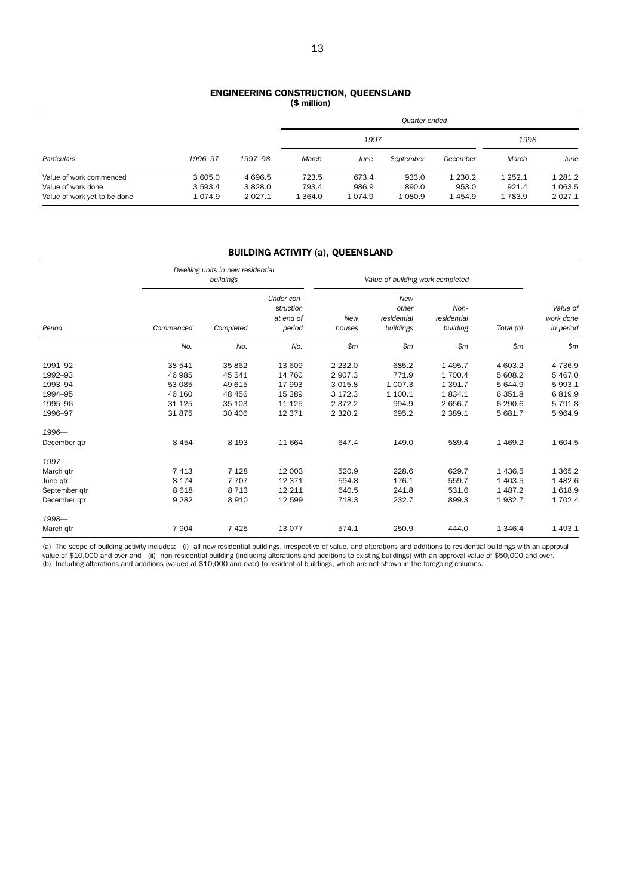## ENGINEERING CONSTRUCTION, QUEENSLAND

**($ million)**

| Particulars | 1996–97 | 1997–98 | Quarter ended 1997 March | June | September | December | 1998 March | June |
|---|---|---|---|---|---|---|---|---|
| Value of work commenced | 3 605.0 | 4 696.5 | 723.5 | 673.4 | 933.0 | 1 230.2 | 1 252.1 | 1 281.2 |
| Value of work done | 3 593.4 | 3 828.0 | 793.4 | 986.9 | 890.0 | 953.0 | 921.4 | 1 063.5 |
| Value of work yet to be done | 1 074.9 | 2 027.1 | 1 364.0 | 1 074.9 | 1 080.9 | 1 454.9 | 1 783.9 | 2 027.1 |

## BUILDING ACTIVITY (a), QUEENSLAND

| Period | Dwelling units in new residential buildings | | | Value of building work completed | | | | Value of work done in period |
|---|---|---|---|---|---|---|---|---|
| | Commenced | Completed | Under construction at end of period | New houses | New other residential buildings | Non-residential building | Total (b) | |
| | No. | No. | No. | $m | $m | $m | $m | $m |
| 1991–92 | 38 541 | 35 862 | 13 609 | 2 232.0 | 685.2 | 1 495.7 | 4 603.2 | 4 736.9 |
| 1992–93 | 46 985 | 45 541 | 14 760 | 2 907.3 | 771.9 | 1 700.4 | 5 608.2 | 5 467.0 |
| 1993–94 | 53 085 | 49 615 | 17 993 | 3 015.8 | 1 007.3 | 1 391.7 | 5 644.9 | 5 993.1 |
| 1994–95 | 46 160 | 48 456 | 15 389 | 3 172.3 | 1 100.1 | 1 834.1 | 6 351.8 | 6 819.9 |
| 1995–96 | 31 125 | 35 103 | 11 125 | 2 372.2 | 994.9 | 2 656.7 | 6 290.6 | 5 791.8 |
| 1996–97 | 31 875 | 30 406 | 12 371 | 2 320.2 | 695.2 | 2 389.1 | 5 681.7 | 5 964.9 |
| *1996—* | | | | | | | | |
| December qtr | 8 454 | 8 193 | 11 664 | 647.4 | 149.0 | 589.4 | 1 469.2 | 1 604.5 |
| *1997—* | | | | | | | | |
| March qtr | 7 413 | 7 128 | 12 003 | 520.9 | 228.6 | 629.7 | 1 436.5 | 1 365.2 |
| June qtr | 8 174 | 7 707 | 12 371 | 594.8 | 176.1 | 559.7 | 1 403.5 | 1 482.6 |
| September qtr | 8 618 | 8 713 | 12 211 | 640.5 | 241.8 | 531.6 | 1 487.2 | 1 618.9 |
| December qtr | 9 282 | 8 910 | 12 599 | 718.3 | 232.7 | 899.3 | 1 932.7 | 1 702.4 |
| *1998—* | | | | | | | | |
| March qtr | 7 904 | 7 425 | 13 077 | 574.1 | 250.9 | 444.0 | 1 346.4 | 1 493.1 |

(a) The scope of building activity includes: (i) all new residential buildings, irrespective of value, and alterations and additions to residential buildings with an approval value of $10,000 and over and (ii) non-residential building (including alterations and additions to existing buildings) with an approval value of $50,000 and over.
(b) Including alterations and additions (valued at $10,000 and over) to residential buildings, which are not shown in the foregoing columns.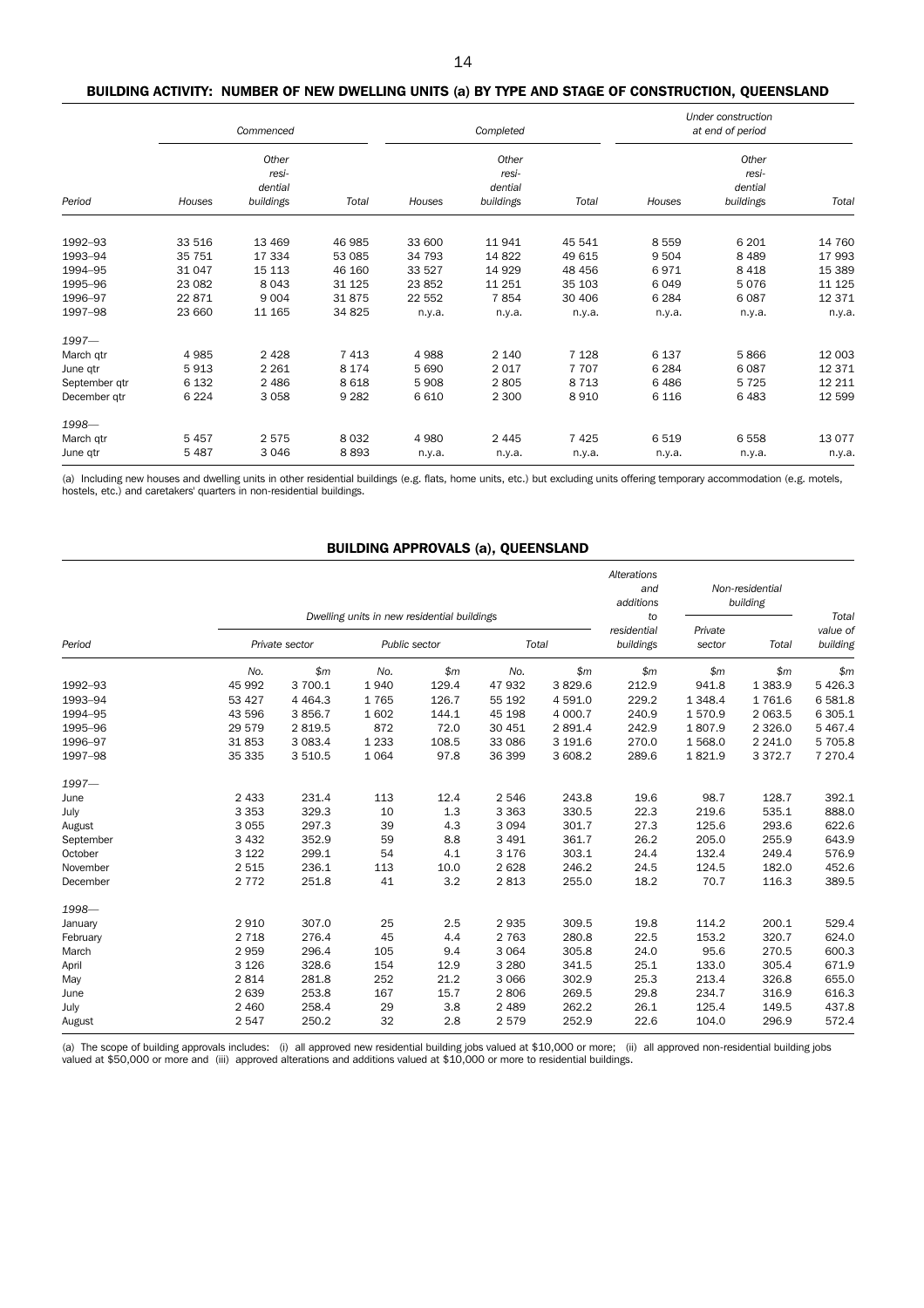## BUILDING ACTIVITY: NUMBER OF NEW DWELLING UNITS (a) BY TYPE AND STAGE OF CONSTRUCTION, QUEENSLAND

| | Commenced | | | Completed | | | Under construction at end of period | | |
|---|---|---|---|---|---|---|---|---|---|
| Period | Houses | Other residential buildings | Total | Houses | Other residential buildings | Total | Houses | Other residential buildings | Total |
| 1992–93 | 33 516 | 13 469 | 46 985 | 33 600 | 11 941 | 45 541 | 8 559 | 6 201 | 14 760 |
| 1993–94 | 35 751 | 17 334 | 53 085 | 34 793 | 14 822 | 49 615 | 9 504 | 8 489 | 17 993 |
| 1994–95 | 31 047 | 15 113 | 46 160 | 33 527 | 14 929 | 48 456 | 6 971 | 8 418 | 15 389 |
| 1995–96 | 23 082 | 8 043 | 31 125 | 23 852 | 11 251 | 35 103 | 6 049 | 5 076 | 11 125 |
| 1996–97 | 22 871 | 9 004 | 31 875 | 22 552 | 7 854 | 30 406 | 6 284 | 6 087 | 12 371 |
| 1997–98 | 23 660 | 11 165 | 34 825 | n.y.a. | n.y.a. | n.y.a. | n.y.a. | n.y.a. | n.y.a. |
| *1997—* | | | | | | | | | |
| March qtr | 4 985 | 2 428 | 7 413 | 4 988 | 2 140 | 7 128 | 6 137 | 5 866 | 12 003 |
| June qtr | 5 913 | 2 261 | 8 174 | 5 690 | 2 017 | 7 707 | 6 284 | 6 087 | 12 371 |
| September qtr | 6 132 | 2 486 | 8 618 | 5 908 | 2 805 | 8 713 | 6 486 | 5 725 | 12 211 |
| December qtr | 6 224 | 3 058 | 9 282 | 6 610 | 2 300 | 8 910 | 6 116 | 6 483 | 12 599 |
| *1998—* | | | | | | | | | |
| March qtr | 5 457 | 2 575 | 8 032 | 4 980 | 2 445 | 7 425 | 6 519 | 6 558 | 13 077 |
| June qtr | 5 487 | 3 046 | 8 893 | n.y.a. | n.y.a. | n.y.a. | n.y.a. | n.y.a. | n.y.a. |

(a) Including new houses and dwelling units in other residential buildings (e.g. flats, home units, etc.) but excluding units offering temporary accommodation (e.g. motels, hostels, etc.) and caretakers' quarters in non-residential buildings.

## BUILDING APPROVALS (a), QUEENSLAND

| | Dwelling units in new residential buildings | | | | | | Alterations and additions to residential buildings | Non-residential building | | Total value of building |
|---|---|---|---|---|---|---|---|---|---|---|
| Period | Private sector | | Public sector | | Total | | | Private sector | Total | |
| | No. | $m | No. | $m | No. | $m | $m | $m | $m | $m |
| 1992–93 | 45 992 | 3 700.1 | 1 940 | 129.4 | 47 932 | 3 829.6 | 212.9 | 941.8 | 1 383.9 | 5 426.3 |
| 1993–94 | 53 427 | 4 464.3 | 1 765 | 126.7 | 55 192 | 4 591.0 | 229.2 | 1 348.4 | 1 761.6 | 6 581.8 |
| 1994–95 | 43 596 | 3 856.7 | 1 602 | 144.1 | 45 198 | 4 000.7 | 240.9 | 1 570.9 | 2 063.5 | 6 305.1 |
| 1995–96 | 29 579 | 2 819.5 | 872 | 72.0 | 30 451 | 2 891.4 | 242.9 | 1 807.9 | 2 326.0 | 5 467.4 |
| 1996–97 | 31 853 | 3 083.4 | 1 233 | 108.5 | 33 086 | 3 191.6 | 270.0 | 1 568.0 | 2 241.0 | 5 705.8 |
| 1997–98 | 35 335 | 3 510.5 | 1 064 | 97.8 | 36 399 | 3 608.2 | 289.6 | 1 821.9 | 3 372.7 | 7 270.4 |
| *1997—* | | | | | | | | | | |
| June | 2 433 | 231.4 | 113 | 12.4 | 2 546 | 243.8 | 19.6 | 98.7 | 128.7 | 392.1 |
| July | 3 353 | 329.3 | 10 | 1.3 | 3 363 | 330.5 | 22.3 | 219.6 | 535.1 | 888.0 |
| August | 3 055 | 297.3 | 39 | 4.3 | 3 094 | 301.7 | 27.3 | 125.6 | 293.6 | 622.6 |
| September | 3 432 | 352.9 | 59 | 8.8 | 3 491 | 361.7 | 26.2 | 205.0 | 255.9 | 643.9 |
| October | 3 122 | 299.1 | 54 | 4.1 | 3 176 | 303.1 | 24.4 | 132.4 | 249.4 | 576.9 |
| November | 2 515 | 236.1 | 113 | 10.0 | 2 628 | 246.2 | 24.5 | 124.5 | 182.0 | 452.6 |
| December | 2 772 | 251.8 | 41 | 3.2 | 2 813 | 255.0 | 18.2 | 70.7 | 116.3 | 389.5 |
| *1998—* | | | | | | | | | | |
| January | 2 910 | 307.0 | 25 | 2.5 | 2 935 | 309.5 | 19.8 | 114.2 | 200.1 | 529.4 |
| February | 2 718 | 276.4 | 45 | 4.4 | 2 763 | 280.8 | 22.5 | 153.2 | 320.7 | 624.0 |
| March | 2 959 | 296.4 | 105 | 9.4 | 3 064 | 305.8 | 24.0 | 95.6 | 270.5 | 600.3 |
| April | 3 126 | 328.6 | 154 | 12.9 | 3 280 | 341.5 | 25.1 | 133.0 | 305.4 | 671.9 |
| May | 2 814 | 281.8 | 252 | 21.2 | 3 066 | 302.9 | 25.3 | 213.4 | 326.8 | 655.0 |
| June | 2 639 | 253.8 | 167 | 15.7 | 2 806 | 269.5 | 29.8 | 234.7 | 316.9 | 616.3 |
| July | 2 460 | 258.4 | 29 | 3.8 | 2 489 | 262.2 | 26.1 | 125.4 | 149.5 | 437.8 |
| August | 2 547 | 250.2 | 32 | 2.8 | 2 579 | 252.9 | 22.6 | 104.0 | 296.9 | 572.4 |

(a) The scope of building approvals includes: (i) all approved new residential building jobs valued at $10,000 or more; (ii) all approved non-residential building jobs valued at $50,000 or more and (iii) approved alterations and additions valued at $10,000 or more to residential buildings.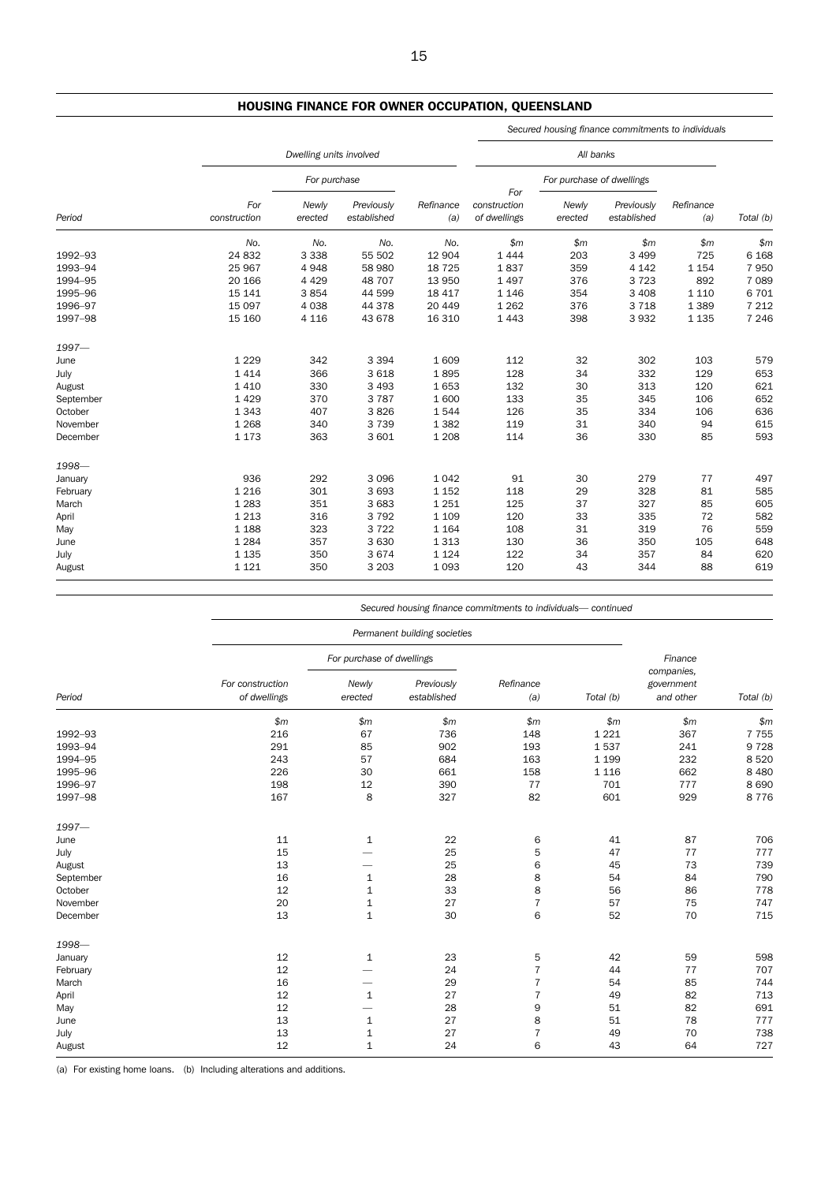## HOUSING FINANCE FOR OWNER OCCUPATION, QUEENSLAND

| Period | Dwelling units involved | | | | Secured housing finance commitments to individuals — All banks | | | | |
|---|---|---|---|---|---|---|---|---|---|
| | For construction | For purchase — Newly erected | For purchase — Previously established | Refinance (a) | For construction of dwellings | For purchase of dwellings — Newly erected | For purchase of dwellings — Previously established | Refinance (a) | Total (b) |
| | *No.* | *No.* | *No.* | *No.* | *$m* | *$m* | *$m* | *$m* | *$m* |
| 1992–93 | 24 832 | 3 338 | 55 502 | 12 904 | 1 444 | 203 | 3 499 | 725 | 6 168 |
| 1993–94 | 25 967 | 4 948 | 58 980 | 18 725 | 1 837 | 359 | 4 142 | 1 154 | 7 950 |
| 1994–95 | 20 166 | 4 429 | 48 707 | 13 950 | 1 497 | 376 | 3 723 | 892 | 7 089 |
| 1995–96 | 15 141 | 3 854 | 44 599 | 18 417 | 1 146 | 354 | 3 408 | 1 110 | 6 701 |
| 1996–97 | 15 097 | 4 038 | 44 378 | 20 449 | 1 262 | 376 | 3 718 | 1 389 | 7 212 |
| 1997–98 | 15 160 | 4 116 | 43 678 | 16 310 | 1 443 | 398 | 3 932 | 1 135 | 7 246 |
| *1997—* | | | | | | | | | |
| June | 1 229 | 342 | 3 394 | 1 609 | 112 | 32 | 302 | 103 | 579 |
| July | 1 414 | 366 | 3 618 | 1 895 | 128 | 34 | 332 | 129 | 653 |
| August | 1 410 | 330 | 3 493 | 1 653 | 132 | 30 | 313 | 120 | 621 |
| September | 1 429 | 370 | 3 787 | 1 600 | 133 | 35 | 345 | 106 | 652 |
| October | 1 343 | 407 | 3 826 | 1 544 | 126 | 35 | 334 | 106 | 636 |
| November | 1 268 | 340 | 3 739 | 1 382 | 119 | 31 | 340 | 94 | 615 |
| December | 1 173 | 363 | 3 601 | 1 208 | 114 | 36 | 330 | 85 | 593 |
| *1998—* | | | | | | | | | |
| January | 936 | 292 | 3 096 | 1 042 | 91 | 30 | 279 | 77 | 497 |
| February | 1 216 | 301 | 3 693 | 1 152 | 118 | 29 | 328 | 81 | 585 |
| March | 1 283 | 351 | 3 683 | 1 251 | 125 | 37 | 327 | 85 | 605 |
| April | 1 213 | 316 | 3 792 | 1 109 | 120 | 33 | 335 | 72 | 582 |
| May | 1 188 | 323 | 3 722 | 1 164 | 108 | 31 | 319 | 76 | 559 |
| June | 1 284 | 357 | 3 630 | 1 313 | 130 | 36 | 350 | 105 | 648 |
| July | 1 135 | 350 | 3 674 | 1 124 | 122 | 34 | 357 | 84 | 620 |
| August | 1 121 | 350 | 3 203 | 1 093 | 120 | 43 | 344 | 88 | 619 |

| Period | Secured housing finance commitments to individuals— continued — Permanent building societies | | | | | | |
|---|---|---|---|---|---|---|---|
| | For construction of dwellings | For purchase of dwellings — Newly erected | For purchase of dwellings — Previously established | Refinance (a) | Total (b) | Finance companies, government and other | Total (b) |
| | *$m* | *$m* | *$m* | *$m* | *$m* | *$m* | *$m* |
| 1992–93 | 216 | 67 | 736 | 148 | 1 221 | 367 | 7 755 |
| 1993–94 | 291 | 85 | 902 | 193 | 1 537 | 241 | 9 728 |
| 1994–95 | 243 | 57 | 684 | 163 | 1 199 | 232 | 8 520 |
| 1995–96 | 226 | 30 | 661 | 158 | 1 116 | 662 | 8 480 |
| 1996–97 | 198 | 12 | 390 | 77 | 701 | 777 | 8 690 |
| 1997–98 | 167 | 8 | 327 | 82 | 601 | 929 | 8 776 |
| *1997—* | | | | | | | |
| June | 11 | 1 | 22 | 6 | 41 | 87 | 706 |
| July | 15 | — | 25 | 5 | 47 | 77 | 777 |
| August | 13 | — | 25 | 6 | 45 | 73 | 739 |
| September | 16 | 1 | 28 | 8 | 54 | 84 | 790 |
| October | 12 | 1 | 33 | 8 | 56 | 86 | 778 |
| November | 20 | 1 | 27 | 7 | 57 | 75 | 747 |
| December | 13 | 1 | 30 | 6 | 52 | 70 | 715 |
| *1998—* | | | | | | | |
| January | 12 | 1 | 23 | 5 | 42 | 59 | 598 |
| February | 12 | — | 24 | 7 | 44 | 77 | 707 |
| March | 16 | — | 29 | 7 | 54 | 85 | 744 |
| April | 12 | 1 | 27 | 7 | 49 | 82 | 713 |
| May | 12 | — | 28 | 9 | 51 | 82 | 691 |
| June | 13 | 1 | 27 | 8 | 51 | 78 | 777 |
| July | 13 | 1 | 27 | 7 | 49 | 70 | 738 |
| August | 12 | 1 | 24 | 6 | 43 | 64 | 727 |

(a) For existing home loans. (b) Including alterations and additions.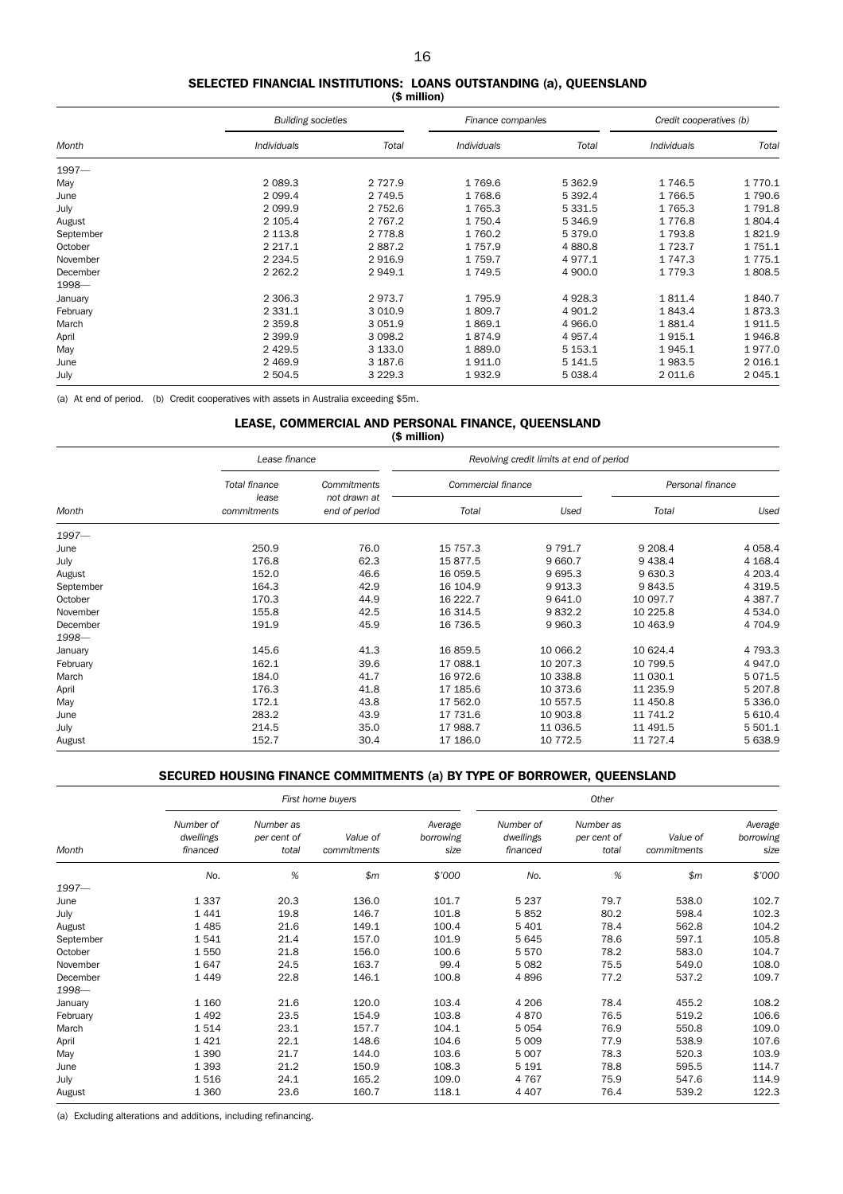## SELECTED FINANCIAL INSTITUTIONS: LOANS OUTSTANDING (a), QUEENSLAND

($ million)

| | *Building societies* | | *Finance companies* | | *Credit cooperatives (b)* | |
|---|---|---|---|---|---|---|
| *Month* | *Individuals* | *Total* | *Individuals* | *Total* | *Individuals* | *Total* |
| 1997— | | | | | | |
| May | 2 089.3 | 2 727.9 | 1 769.6 | 5 362.9 | 1 746.5 | 1 770.1 |
| June | 2 099.4 | 2 749.5 | 1 768.6 | 5 392.4 | 1 766.5 | 1 790.6 |
| July | 2 099.9 | 2 752.6 | 1 765.3 | 5 331.5 | 1 765.3 | 1 791.8 |
| August | 2 105.4 | 2 767.2 | 1 750.4 | 5 346.9 | 1 776.8 | 1 804.4 |
| September | 2 113.8 | 2 778.8 | 1 760.2 | 5 379.0 | 1 793.8 | 1 821.9 |
| October | 2 217.1 | 2 887.2 | 1 757.9 | 4 880.8 | 1 723.7 | 1 751.1 |
| November | 2 234.5 | 2 916.9 | 1 759.7 | 4 977.1 | 1 747.3 | 1 775.1 |
| December | 2 262.2 | 2 949.1 | 1 749.5 | 4 900.0 | 1 779.3 | 1 808.5 |
| 1998— | | | | | | |
| January | 2 306.3 | 2 973.7 | 1 795.9 | 4 928.3 | 1 811.4 | 1 840.7 |
| February | 2 331.1 | 3 010.9 | 1 809.7 | 4 901.2 | 1 843.4 | 1 873.3 |
| March | 2 359.8 | 3 051.9 | 1 869.1 | 4 966.0 | 1 881.4 | 1 911.5 |
| April | 2 399.9 | 3 098.2 | 1 874.9 | 4 957.4 | 1 915.1 | 1 946.8 |
| May | 2 429.5 | 3 133.0 | 1 889.0 | 5 153.1 | 1 945.1 | 1 977.0 |
| June | 2 469.9 | 3 187.6 | 1 911.0 | 5 141.5 | 1 983.5 | 2 016.1 |
| July | 2 504.5 | 3 229.3 | 1 932.9 | 5 038.4 | 2 011.6 | 2 045.1 |

(a) At end of period. (b) Credit cooperatives with assets in Australia exceeding $5m.

## LEASE, COMMERCIAL AND PERSONAL FINANCE, QUEENSLAND

($ million)

| | *Lease finance* | | *Revolving credit limits at end of period* | | | |
|---|---|---|---|---|---|---|
| | *Total finance lease commitments* | *Commitments not drawn at end of period* | *Commercial finance* | | *Personal finance* | |
| *Month* | | | *Total* | *Used* | *Total* | *Used* |
| 1997— | | | | | | |
| June | 250.9 | 76.0 | 15 757.3 | 9 791.7 | 9 208.4 | 4 058.4 |
| July | 176.8 | 62.3 | 15 877.5 | 9 660.7 | 9 438.4 | 4 168.4 |
| August | 152.0 | 46.6 | 16 059.5 | 9 695.3 | 9 630.3 | 4 203.4 |
| September | 164.3 | 42.9 | 16 104.9 | 9 913.3 | 9 843.5 | 4 319.5 |
| October | 170.3 | 44.9 | 16 222.7 | 9 641.0 | 10 097.7 | 4 387.7 |
| November | 155.8 | 42.5 | 16 314.5 | 9 832.2 | 10 225.8 | 4 534.0 |
| December | 191.9 | 45.9 | 16 736.5 | 9 960.3 | 10 463.9 | 4 704.9 |
| 1998— | | | | | | |
| January | 145.6 | 41.3 | 16 859.5 | 10 066.2 | 10 624.4 | 4 793.3 |
| February | 162.1 | 39.6 | 17 088.1 | 10 207.3 | 10 799.5 | 4 947.0 |
| March | 184.0 | 41.7 | 16 972.6 | 10 338.8 | 11 030.1 | 5 071.5 |
| April | 176.3 | 41.8 | 17 185.6 | 10 373.6 | 11 235.9 | 5 207.8 |
| May | 172.1 | 43.8 | 17 562.0 | 10 557.5 | 11 450.8 | 5 336.0 |
| June | 283.2 | 43.9 | 17 731.6 | 10 903.8 | 11 741.2 | 5 610.4 |
| July | 214.5 | 35.0 | 17 988.7 | 11 036.5 | 11 491.5 | 5 501.1 |
| August | 152.7 | 30.4 | 17 186.0 | 10 772.5 | 11 727.4 | 5 638.9 |

## SECURED HOUSING FINANCE COMMITMENTS (a) BY TYPE OF BORROWER, QUEENSLAND

| | *First home buyers* | | | | *Other* | | | |
|---|---|---|---|---|---|---|---|---|
| *Month* | *Number of dwellings financed* | *Number as per cent of total* | *Value of commitments* | *Average borrowing size* | *Number of dwellings financed* | *Number as per cent of total* | *Value of commitments* | *Average borrowing size* |
| | *No.* | *%* | *$m* | *$'000* | *No.* | *%* | *$m* | *$'000* |
| 1997— | | | | | | | | |
| June | 1 337 | 20.3 | 136.0 | 101.7 | 5 237 | 79.7 | 538.0 | 102.7 |
| July | 1 441 | 19.8 | 146.7 | 101.8 | 5 852 | 80.2 | 598.4 | 102.3 |
| August | 1 485 | 21.6 | 149.1 | 100.4 | 5 401 | 78.4 | 562.8 | 104.2 |
| September | 1 541 | 21.4 | 157.0 | 101.9 | 5 645 | 78.6 | 597.1 | 105.8 |
| October | 1 550 | 21.8 | 156.0 | 100.6 | 5 570 | 78.2 | 583.0 | 104.7 |
| November | 1 647 | 24.5 | 163.7 | 99.4 | 5 082 | 75.5 | 549.0 | 108.0 |
| December | 1 449 | 22.8 | 146.1 | 100.8 | 4 896 | 77.2 | 537.2 | 109.7 |
| 1998— | | | | | | | | |
| January | 1 160 | 21.6 | 120.0 | 103.4 | 4 206 | 78.4 | 455.2 | 108.2 |
| February | 1 492 | 23.5 | 154.9 | 103.8 | 4 870 | 76.5 | 519.2 | 106.6 |
| March | 1 514 | 23.1 | 157.7 | 104.1 | 5 054 | 76.9 | 550.8 | 109.0 |
| April | 1 421 | 22.1 | 148.6 | 104.6 | 5 009 | 77.9 | 538.9 | 107.6 |
| May | 1 390 | 21.7 | 144.0 | 103.6 | 5 007 | 78.3 | 520.3 | 103.9 |
| June | 1 393 | 21.2 | 150.9 | 108.3 | 5 191 | 78.8 | 595.5 | 114.7 |
| July | 1 516 | 24.1 | 165.2 | 109.0 | 4 767 | 75.9 | 547.6 | 114.9 |
| August | 1 360 | 23.6 | 160.7 | 118.1 | 4 407 | 76.4 | 539.2 | 122.3 |

(a) Excluding alterations and additions, including refinancing.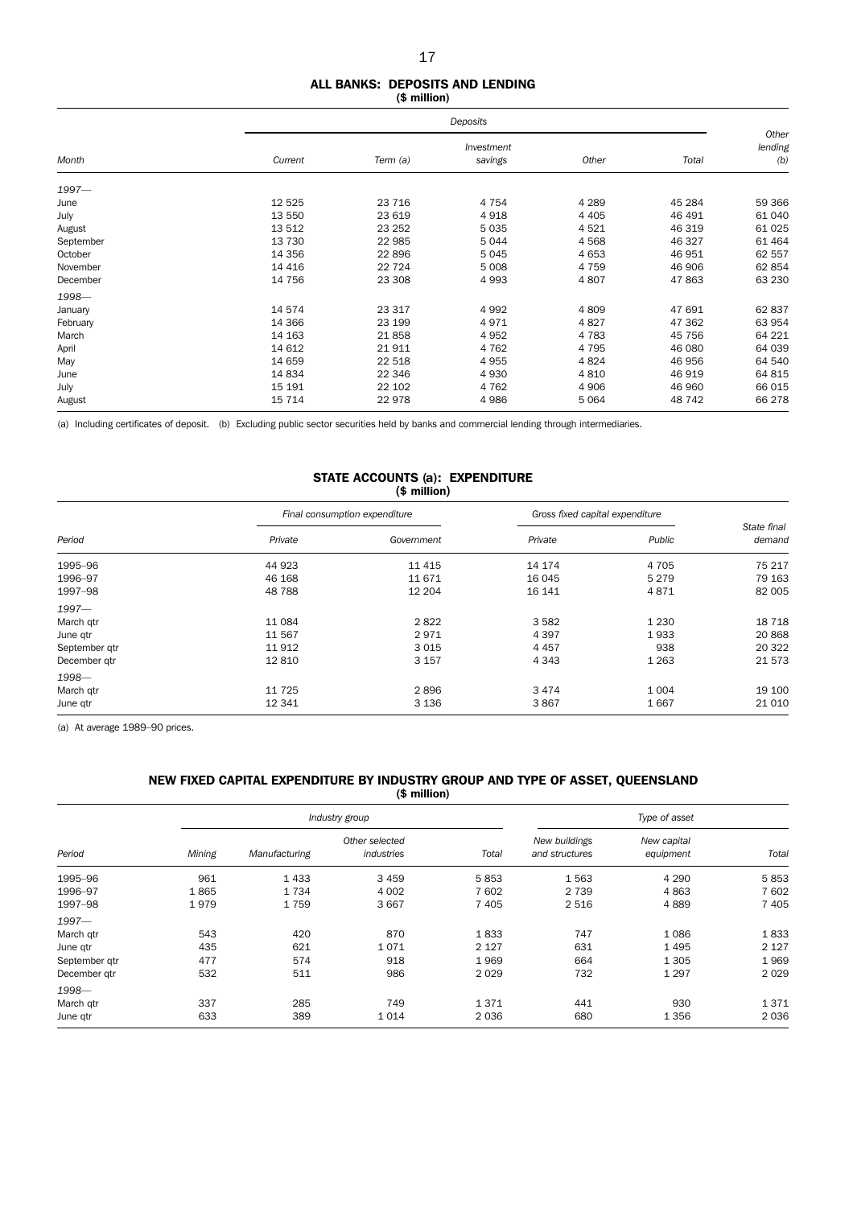## ALL BANKS: DEPOSITS AND LENDING

($ million)

| Month | Deposits | | | | | Other lending (b) |
|---|---|---|---|---|---|---|
| | Current | Term (a) | Investment savings | Other | Total | |
| *1997—* | | | | | | |
| June | 12 525 | 23 716 | 4 754 | 4 289 | 45 284 | 59 366 |
| July | 13 550 | 23 619 | 4 918 | 4 405 | 46 491 | 61 040 |
| August | 13 512 | 23 252 | 5 035 | 4 521 | 46 319 | 61 025 |
| September | 13 730 | 22 985 | 5 044 | 4 568 | 46 327 | 61 464 |
| October | 14 356 | 22 896 | 5 045 | 4 653 | 46 951 | 62 557 |
| November | 14 416 | 22 724 | 5 008 | 4 759 | 46 906 | 62 854 |
| December | 14 756 | 23 308 | 4 993 | 4 807 | 47 863 | 63 230 |
| *1998—* | | | | | | |
| January | 14 574 | 23 317 | 4 992 | 4 809 | 47 691 | 62 837 |
| February | 14 366 | 23 199 | 4 971 | 4 827 | 47 362 | 63 954 |
| March | 14 163 | 21 858 | 4 952 | 4 783 | 45 756 | 64 221 |
| April | 14 612 | 21 911 | 4 762 | 4 795 | 46 080 | 64 039 |
| May | 14 659 | 22 518 | 4 955 | 4 824 | 46 956 | 64 540 |
| June | 14 834 | 22 346 | 4 930 | 4 810 | 46 919 | 64 815 |
| July | 15 191 | 22 102 | 4 762 | 4 906 | 46 960 | 66 015 |
| August | 15 714 | 22 978 | 4 986 | 5 064 | 48 742 | 66 278 |

(a) Including certificates of deposit. (b) Excluding public sector securities held by banks and commercial lending through intermediaries.

## STATE ACCOUNTS (a): EXPENDITURE

($ million)

| Period | Final consumption expenditure | | Gross fixed capital expenditure | | State final demand |
|---|---|---|---|---|---|
| | Private | Government | Private | Public | |
| 1995–96 | 44 923 | 11 415 | 14 174 | 4 705 | 75 217 |
| 1996–97 | 46 168 | 11 671 | 16 045 | 5 279 | 79 163 |
| 1997–98 | 48 788 | 12 204 | 16 141 | 4 871 | 82 005 |
| *1997—* | | | | | |
| March qtr | 11 084 | 2 822 | 3 582 | 1 230 | 18 718 |
| June qtr | 11 567 | 2 971 | 4 397 | 1 933 | 20 868 |
| September qtr | 11 912 | 3 015 | 4 457 | 938 | 20 322 |
| December qtr | 12 810 | 3 157 | 4 343 | 1 263 | 21 573 |
| *1998—* | | | | | |
| March qtr | 11 725 | 2 896 | 3 474 | 1 004 | 19 100 |
| June qtr | 12 341 | 3 136 | 3 867 | 1 667 | 21 010 |

(a) At average 1989–90 prices.

## NEW FIXED CAPITAL EXPENDITURE BY INDUSTRY GROUP AND TYPE OF ASSET, QUEENSLAND

($ million)

| Period | Industry group | | | | Type of asset | | |
|---|---|---|---|---|---|---|---|
| | Mining | Manufacturing | Other selected industries | Total | New buildings and structures | New capital equipment | Total |
| 1995–96 | 961 | 1 433 | 3 459 | 5 853 | 1 563 | 4 290 | 5 853 |
| 1996–97 | 1 865 | 1 734 | 4 002 | 7 602 | 2 739 | 4 863 | 7 602 |
| 1997–98 | 1 979 | 1 759 | 3 667 | 7 405 | 2 516 | 4 889 | 7 405 |
| *1997—* | | | | | | | |
| March qtr | 543 | 420 | 870 | 1 833 | 747 | 1 086 | 1 833 |
| June qtr | 435 | 621 | 1 071 | 2 127 | 631 | 1 495 | 2 127 |
| September qtr | 477 | 574 | 918 | 1 969 | 664 | 1 305 | 1 969 |
| December qtr | 532 | 511 | 986 | 2 029 | 732 | 1 297 | 2 029 |
| *1998—* | | | | | | | |
| March qtr | 337 | 285 | 749 | 1 371 | 441 | 930 | 1 371 |
| June qtr | 633 | 389 | 1 014 | 2 036 | 680 | 1 356 | 2 036 |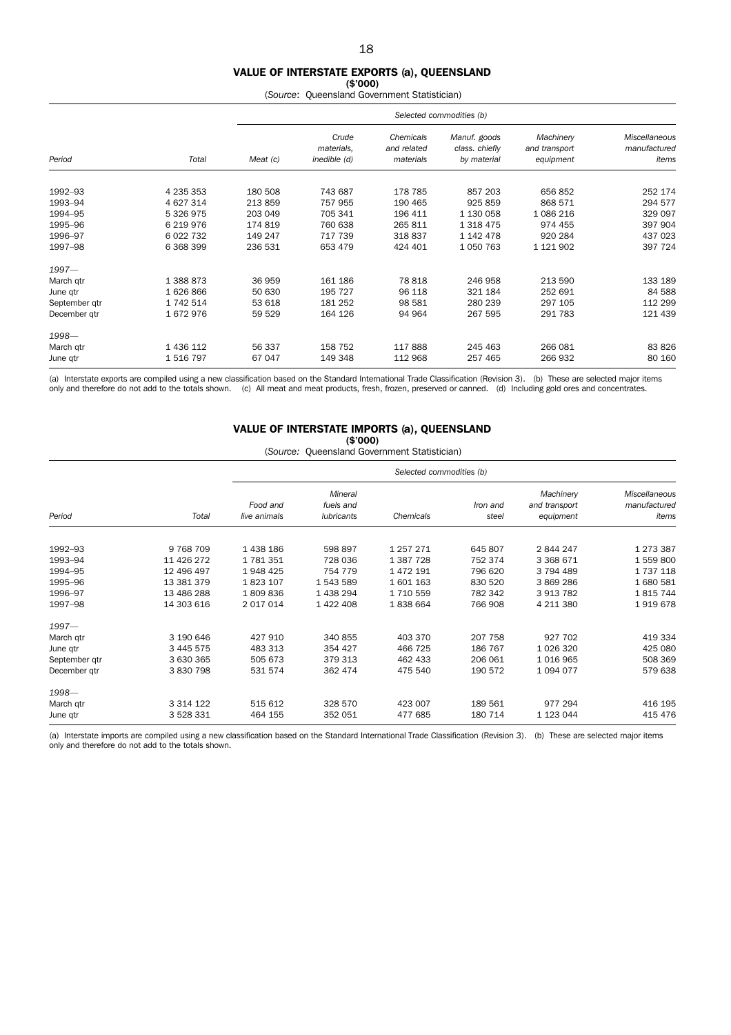## VALUE OF INTERSTATE EXPORTS (a), QUEENSLAND

**($'000)**

(*Source*: Queensland Government Statistician)

| Period | Total | *Selected commodities (b)* | | | | | |
|---|---|---|---|---|---|---|---|
| | | *Meat (c)* | *Crude materials, inedible (d)* | *Chemicals and related materials* | *Manuf. goods class. chiefly by material* | *Machinery and transport equipment* | *Miscellaneous manufactured items* |
| 1992–93 | 4 235 353 | 180 508 | 743 687 | 178 785 | 857 203 | 656 852 | 252 174 |
| 1993–94 | 4 627 314 | 213 859 | 757 955 | 190 465 | 925 859 | 868 571 | 294 577 |
| 1994–95 | 5 326 975 | 203 049 | 705 341 | 196 411 | 1 130 058 | 1 086 216 | 329 097 |
| 1995–96 | 6 219 976 | 174 819 | 760 638 | 265 811 | 1 318 475 | 974 455 | 397 904 |
| 1996–97 | 6 022 732 | 149 247 | 717 739 | 318 837 | 1 142 478 | 920 284 | 437 023 |
| 1997–98 | 6 368 399 | 236 531 | 653 479 | 424 401 | 1 050 763 | 1 121 902 | 397 724 |
| *1997—* | | | | | | | |
| March qtr | 1 388 873 | 36 959 | 161 186 | 78 818 | 246 958 | 213 590 | 133 189 |
| June qtr | 1 626 866 | 50 630 | 195 727 | 96 118 | 321 184 | 252 691 | 84 588 |
| September qtr | 1 742 514 | 53 618 | 181 252 | 98 581 | 280 239 | 297 105 | 112 299 |
| December qtr | 1 672 976 | 59 529 | 164 126 | 94 964 | 267 595 | 291 783 | 121 439 |
| *1998—* | | | | | | | |
| March qtr | 1 436 112 | 56 337 | 158 752 | 117 888 | 245 463 | 266 081 | 83 826 |
| June qtr | 1 516 797 | 67 047 | 149 348 | 112 968 | 257 465 | 266 932 | 80 160 |

(a) Interstate exports are compiled using a new classification based on the Standard International Trade Classification (Revision 3). (b) These are selected major items only and therefore do not add to the totals shown. (c) All meat and meat products, fresh, frozen, preserved or canned. (d) Including gold ores and concentrates.

## VALUE OF INTERSTATE IMPORTS (a), QUEENSLAND

**($'000)**

(*Source:* Queensland Government Statistician)

| Period | Total | *Selected commodities (b)* | | | | | |
|---|---|---|---|---|---|---|---|
| | | *Food and live animals* | *Mineral fuels and lubricants* | *Chemicals* | *Iron and steel* | *Machinery and transport equipment* | *Miscellaneous manufactured items* |
| 1992–93 | 9 768 709 | 1 438 186 | 598 897 | 1 257 271 | 645 807 | 2 844 247 | 1 273 387 |
| 1993–94 | 11 426 272 | 1 781 351 | 728 036 | 1 387 728 | 752 374 | 3 368 671 | 1 559 800 |
| 1994–95 | 12 496 497 | 1 948 425 | 754 779 | 1 472 191 | 796 620 | 3 794 489 | 1 737 118 |
| 1995–96 | 13 381 379 | 1 823 107 | 1 543 589 | 1 601 163 | 830 520 | 3 869 286 | 1 680 581 |
| 1996–97 | 13 486 288 | 1 809 836 | 1 438 294 | 1 710 559 | 782 342 | 3 913 782 | 1 815 744 |
| 1997–98 | 14 303 616 | 2 017 014 | 1 422 408 | 1 838 664 | 766 908 | 4 211 380 | 1 919 678 |
| *1997—* | | | | | | | |
| March qtr | 3 190 646 | 427 910 | 340 855 | 403 370 | 207 758 | 927 702 | 419 334 |
| June qtr | 3 445 575 | 483 313 | 354 427 | 466 725 | 186 767 | 1 026 320 | 425 080 |
| September qtr | 3 630 365 | 505 673 | 379 313 | 462 433 | 206 061 | 1 016 965 | 508 369 |
| December qtr | 3 830 798 | 531 574 | 362 474 | 475 540 | 190 572 | 1 094 077 | 579 638 |
| *1998—* | | | | | | | |
| March qtr | 3 314 122 | 515 612 | 328 570 | 423 007 | 189 561 | 977 294 | 416 195 |
| June qtr | 3 528 331 | 464 155 | 352 051 | 477 685 | 180 714 | 1 123 044 | 415 476 |

(a) Interstate imports are compiled using a new classification based on the Standard International Trade Classification (Revision 3). (b) These are selected major items only and therefore do not add to the totals shown.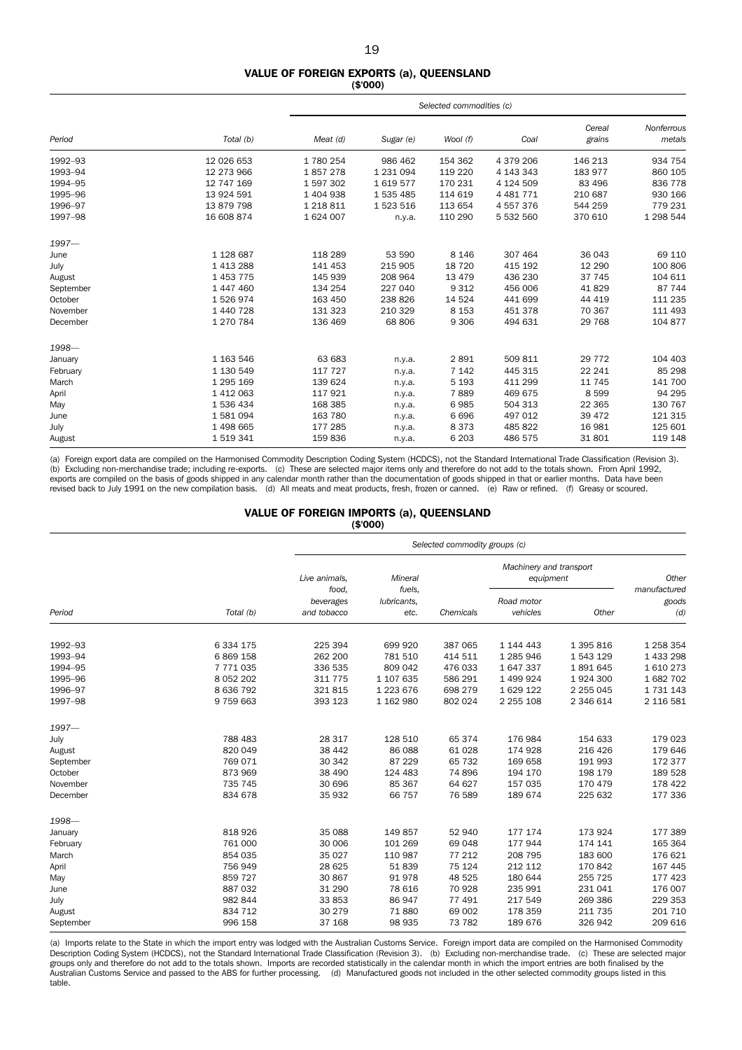## VALUE OF FOREIGN EXPORTS (a), QUEENSLAND

($'000)

| Period | Total (b) | Selected commodities (c) | | | | | |
|---|---|---|---|---|---|---|---|
| | | Meat (d) | Sugar (e) | Wool (f) | Coal | Cereal grains | Nonferrous metals |
| 1992–93 | 12 026 653 | 1 780 254 | 986 462 | 154 362 | 4 379 206 | 146 213 | 934 754 |
| 1993–94 | 12 273 966 | 1 857 278 | 1 231 094 | 119 220 | 4 143 343 | 183 977 | 860 105 |
| 1994–95 | 12 747 169 | 1 597 302 | 1 619 577 | 170 231 | 4 124 509 | 83 496 | 836 778 |
| 1995–96 | 13 924 591 | 1 404 938 | 1 535 485 | 114 619 | 4 481 771 | 210 687 | 930 166 |
| 1996–97 | 13 879 798 | 1 218 811 | 1 523 516 | 113 654 | 4 557 376 | 544 259 | 779 231 |
| 1997–98 | 16 608 874 | 1 624 007 | n.y.a. | 110 290 | 5 532 560 | 370 610 | 1 298 544 |
| *1997—* | | | | | | | |
| June | 1 128 687 | 118 289 | 53 590 | 8 146 | 307 464 | 36 043 | 69 110 |
| July | 1 413 288 | 141 453 | 215 905 | 18 720 | 415 192 | 12 290 | 100 806 |
| August | 1 453 775 | 145 939 | 208 964 | 13 479 | 436 230 | 37 745 | 104 611 |
| September | 1 447 460 | 134 254 | 227 040 | 9 312 | 456 006 | 41 829 | 87 744 |
| October | 1 526 974 | 163 450 | 238 826 | 14 524 | 441 699 | 44 419 | 111 235 |
| November | 1 440 728 | 131 323 | 210 329 | 8 153 | 451 378 | 70 367 | 111 493 |
| December | 1 270 784 | 136 469 | 68 806 | 9 306 | 494 631 | 29 768 | 104 877 |
| *1998—* | | | | | | | |
| January | 1 163 546 | 63 683 | n.y.a. | 2 891 | 509 811 | 29 772 | 104 403 |
| February | 1 130 549 | 117 727 | n.y.a. | 7 142 | 445 315 | 22 241 | 85 298 |
| March | 1 295 169 | 139 624 | n.y.a. | 5 193 | 411 299 | 11 745 | 141 700 |
| April | 1 412 063 | 117 921 | n.y.a. | 7 889 | 469 675 | 8 599 | 94 295 |
| May | 1 536 434 | 168 385 | n.y.a. | 6 985 | 504 313 | 22 365 | 130 767 |
| June | 1 581 094 | 163 780 | n.y.a. | 6 696 | 497 012 | 39 472 | 121 315 |
| July | 1 498 665 | 177 285 | n.y.a. | 8 373 | 485 822 | 16 981 | 125 601 |
| August | 1 519 341 | 159 836 | n.y.a. | 6 203 | 486 575 | 31 801 | 119 148 |

(a) Foreign export data are compiled on the Harmonised Commodity Description Coding System (HCDCS), not the Standard International Trade Classification (Revision 3). (b) Excluding non-merchandise trade; including re-exports. (c) These are selected major items only and therefore do not add to the totals shown. From April 1992, exports are compiled on the basis of goods shipped in any calendar month rather than the documentation of goods shipped in that or earlier months. Data have been revised back to July 1991 on the new compilation basis. (d) All meats and meat products, fresh, frozen or canned. (e) Raw or refined. (f) Greasy or scoured.

## VALUE OF FOREIGN IMPORTS (a), QUEENSLAND

($'000)

| Period | Total (b) | Selected commodity groups (c) | | | | | |
|---|---|---|---|---|---|---|---|
| | | Live animals, food, beverages and tobacco | Mineral fuels, lubricants, etc. | Chemicals | Machinery and transport equipment | | Other manufactured goods (d) |
| | | | | | Road motor vehicles | Other | |
| 1992–93 | 6 334 175 | 225 394 | 699 920 | 387 065 | 1 144 443 | 1 395 816 | 1 258 354 |
| 1993–94 | 6 869 158 | 262 200 | 781 510 | 414 511 | 1 285 946 | 1 543 129 | 1 433 298 |
| 1994–95 | 7 771 035 | 336 535 | 809 042 | 476 033 | 1 647 337 | 1 891 645 | 1 610 273 |
| 1995–96 | 8 052 202 | 311 775 | 1 107 635 | 586 291 | 1 499 924 | 1 924 300 | 1 682 702 |
| 1996–97 | 8 636 792 | 321 815 | 1 223 676 | 698 279 | 1 629 122 | 2 255 045 | 1 731 143 |
| 1997–98 | 9 759 663 | 393 123 | 1 162 980 | 802 024 | 2 255 108 | 2 346 614 | 2 116 581 |
| *1997—* | | | | | | | |
| July | 788 483 | 28 317 | 128 510 | 65 374 | 176 984 | 154 633 | 179 023 |
| August | 820 049 | 38 442 | 86 088 | 61 028 | 174 928 | 216 426 | 179 646 |
| September | 769 071 | 30 342 | 87 229 | 65 732 | 169 658 | 191 993 | 172 377 |
| October | 873 969 | 38 490 | 124 483 | 74 896 | 194 170 | 198 179 | 189 528 |
| November | 735 745 | 30 696 | 85 367 | 64 627 | 157 035 | 170 479 | 178 422 |
| December | 834 678 | 35 932 | 66 757 | 76 589 | 189 674 | 225 632 | 177 336 |
| *1998—* | | | | | | | |
| January | 818 926 | 35 088 | 149 857 | 52 940 | 177 174 | 173 924 | 177 389 |
| February | 761 000 | 30 006 | 101 269 | 69 048 | 177 944 | 174 141 | 165 364 |
| March | 854 035 | 35 027 | 110 987 | 77 212 | 208 795 | 183 600 | 176 621 |
| April | 756 949 | 28 625 | 51 839 | 75 124 | 212 112 | 170 842 | 167 445 |
| May | 859 727 | 30 867 | 91 978 | 48 525 | 180 644 | 255 725 | 177 423 |
| June | 887 032 | 31 290 | 78 616 | 70 928 | 235 991 | 231 041 | 176 007 |
| July | 982 844 | 33 853 | 86 947 | 77 491 | 217 549 | 269 386 | 229 353 |
| August | 834 712 | 30 279 | 71 880 | 69 002 | 178 359 | 211 735 | 201 710 |
| September | 996 158 | 37 168 | 98 935 | 73 782 | 189 676 | 326 942 | 209 616 |

(a) Imports relate to the State in which the import entry was lodged with the Australian Customs Service. Foreign import data are compiled on the Harmonised Commodity Description Coding System (HCDCS), not the Standard International Trade Classification (Revision 3). (b) Excluding non-merchandise trade. (c) These are selected major groups only and therefore do not add to the totals shown. Imports are recorded statistically in the calendar month in which the import entries are both finalised by the Australian Customs Service and passed to the ABS for further processing. (d) Manufactured goods not included in the other selected commodity groups listed in this table.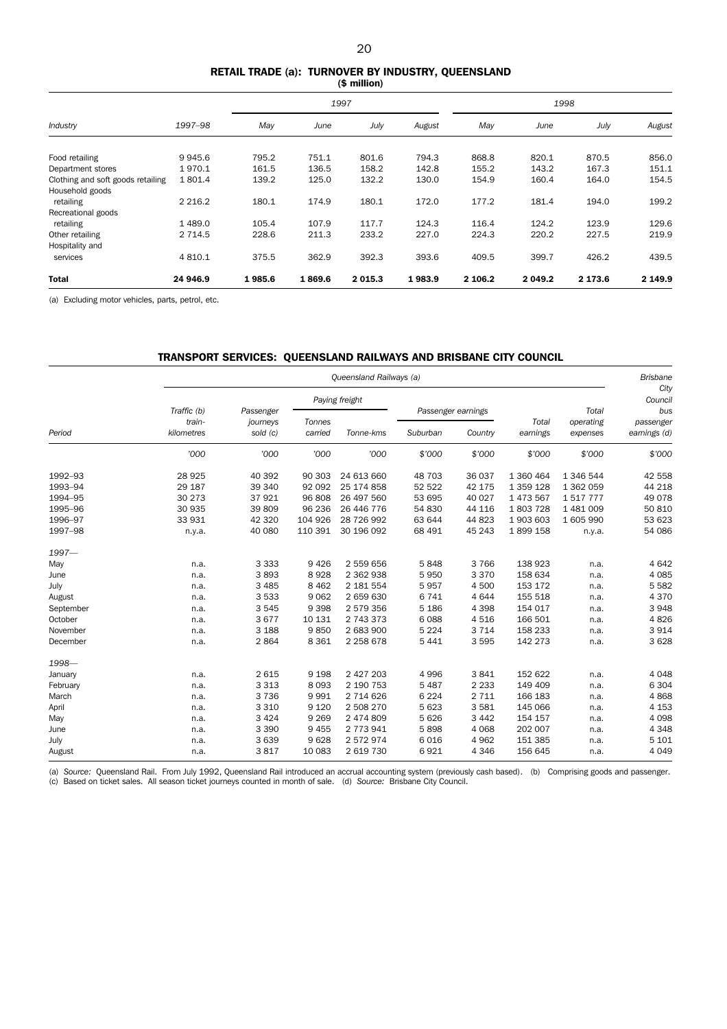## RETAIL TRADE (a): TURNOVER BY INDUSTRY, QUEENSLAND

($ million)

| Industry | 1997–98 | 1997 May | 1997 June | 1997 July | 1997 August | 1998 May | 1998 June | 1998 July | 1998 August |
|---|---|---|---|---|---|---|---|---|---|
| Food retailing | 9 945.6 | 795.2 | 751.1 | 801.6 | 794.3 | 868.8 | 820.1 | 870.5 | 856.0 |
| Department stores | 1 970.1 | 161.5 | 136.5 | 158.2 | 142.8 | 155.2 | 143.2 | 167.3 | 151.1 |
| Clothing and soft goods retailing | 1 801.4 | 139.2 | 125.0 | 132.2 | 130.0 | 154.9 | 160.4 | 164.0 | 154.5 |
| Household goods retailing | 2 216.2 | 180.1 | 174.9 | 180.1 | 172.0 | 177.2 | 181.4 | 194.0 | 199.2 |
| Recreational goods retailing | 1 489.0 | 105.4 | 107.9 | 117.7 | 124.3 | 116.4 | 124.2 | 123.9 | 129.6 |
| Other retailing | 2 714.5 | 228.6 | 211.3 | 233.2 | 227.0 | 224.3 | 220.2 | 227.5 | 219.9 |
| Hospitality and services | 4 810.1 | 375.5 | 362.9 | 392.3 | 393.6 | 409.5 | 399.7 | 426.2 | 439.5 |
| **Total** | **24 946.9** | **1 985.6** | **1 869.6** | **2 015.3** | **1 983.9** | **2 106.2** | **2 049.2** | **2 173.6** | **2 149.9** |

(a) Excluding motor vehicles, parts, petrol, etc.

## TRANSPORT SERVICES: QUEENSLAND RAILWAYS AND BRISBANE CITY COUNCIL

| Period | Queensland Railways (a) | | | | | | | | Brisbane City Council |
|---|---|---|---|---|---|---|---|---|---|
| | Traffic (b) train-kilometres | Passenger journeys sold (c) | Paying freight | | Passenger earnings | | Total earnings | Total operating expenses | bus passenger earnings (d) |
| | | | Tonnes carried | Tonne-kms | Suburban | Country | | | |
| | '000 | '000 | '000 | '000 | $'000 | $'000 | $'000 | $'000 | $'000 |
| 1992–93 | 28 925 | 40 392 | 90 303 | 24 613 660 | 48 703 | 36 037 | 1 360 464 | 1 346 544 | 42 558 |
| 1993–94 | 29 187 | 39 340 | 92 092 | 25 174 858 | 52 522 | 42 175 | 1 359 128 | 1 362 059 | 44 218 |
| 1994–95 | 30 273 | 37 921 | 96 808 | 26 497 560 | 53 695 | 40 027 | 1 473 567 | 1 517 777 | 49 078 |
| 1995–96 | 30 935 | 39 809 | 96 236 | 26 446 776 | 54 830 | 44 116 | 1 803 728 | 1 481 009 | 50 810 |
| 1996–97 | 33 931 | 42 320 | 104 926 | 28 726 992 | 63 644 | 44 823 | 1 903 603 | 1 605 990 | 53 623 |
| 1997–98 | n.y.a. | 40 080 | 110 391 | 30 196 092 | 68 491 | 45 243 | 1 899 158 | n.y.a. | 54 086 |
| *1997—* | | | | | | | | | |
| May | n.a. | 3 333 | 9 426 | 2 559 656 | 5 848 | 3 766 | 138 923 | n.a. | 4 642 |
| June | n.a. | 3 893 | 8 928 | 2 362 938 | 5 950 | 3 370 | 158 634 | n.a. | 4 085 |
| July | n.a. | 3 485 | 8 462 | 2 181 554 | 5 957 | 4 500 | 153 172 | n.a. | 5 582 |
| August | n.a. | 3 533 | 9 062 | 2 659 630 | 6 741 | 4 644 | 155 518 | n.a. | 4 370 |
| September | n.a. | 3 545 | 9 398 | 2 579 356 | 5 186 | 4 398 | 154 017 | n.a. | 3 948 |
| October | n.a. | 3 677 | 10 131 | 2 743 373 | 6 088 | 4 516 | 166 501 | n.a. | 4 826 |
| November | n.a. | 3 188 | 9 850 | 2 683 900 | 5 224 | 3 714 | 158 233 | n.a. | 3 914 |
| December | n.a. | 2 864 | 8 361 | 2 258 678 | 5 441 | 3 595 | 142 273 | n.a. | 3 628 |
| *1998—* | | | | | | | | | |
| January | n.a. | 2 615 | 9 198 | 2 427 203 | 4 996 | 3 841 | 152 622 | n.a. | 4 048 |
| February | n.a. | 3 313 | 8 093 | 2 190 753 | 5 487 | 2 233 | 149 409 | n.a. | 6 304 |
| March | n.a. | 3 736 | 9 991 | 2 714 626 | 6 224 | 2 711 | 166 183 | n.a. | 4 868 |
| April | n.a. | 3 310 | 9 120 | 2 508 270 | 5 623 | 3 581 | 145 066 | n.a. | 4 153 |
| May | n.a. | 3 424 | 9 269 | 2 474 809 | 5 626 | 3 442 | 154 157 | n.a. | 4 098 |
| June | n.a. | 3 390 | 9 455 | 2 773 941 | 5 898 | 4 068 | 202 007 | n.a. | 4 348 |
| July | n.a. | 3 639 | 9 628 | 2 572 974 | 6 016 | 4 962 | 151 385 | n.a. | 5 101 |
| August | n.a. | 3 817 | 10 083 | 2 619 730 | 6 921 | 4 346 | 156 645 | n.a. | 4 049 |

(a) *Source:* Queensland Rail. From July 1992, Queensland Rail introduced an accrual accounting system (previously cash based). (b) Comprising goods and passenger. (c) Based on ticket sales. All season ticket journeys counted in month of sale. (d) *Source:* Brisbane City Council.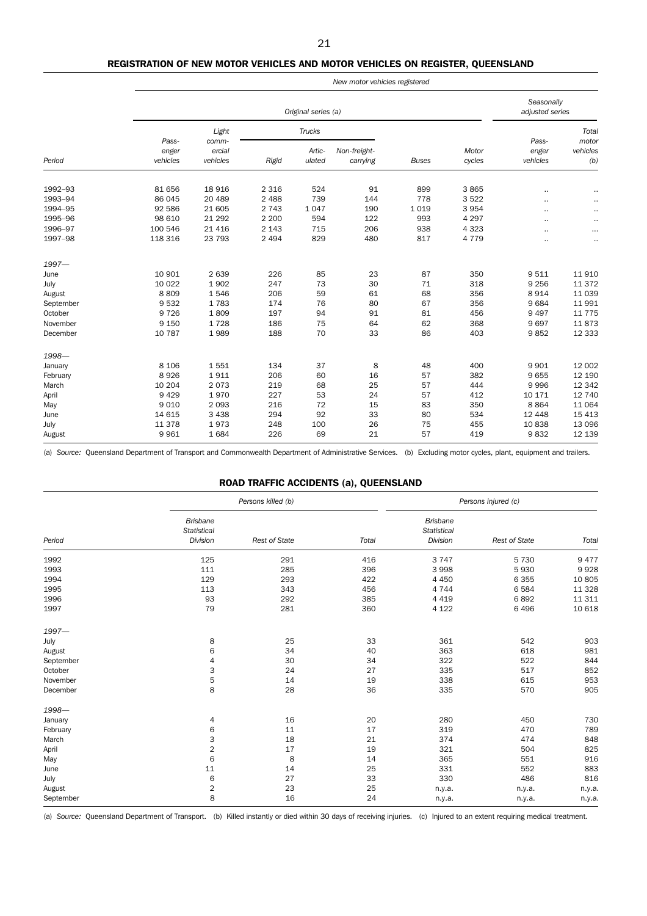## REGISTRATION OF NEW MOTOR VEHICLES AND MOTOR VEHICLES ON REGISTER, QUEENSLAND

| | *New motor vehicles registered* | | | | | | | | |
|---|---|---|---|---|---|---|---|---|---|
| | *Original series (a)* | | | | | | | *Seasonally adjusted series* | |
| | | | *Trucks* | | | | | | |
| *Period* | *Pass-enger vehicles* | *Light comm-ercial vehicles* | *Rigid* | *Artic-ulated* | *Non-freight-carrying* | *Buses* | *Motor cycles* | *Pass-enger vehicles* | *Total motor vehicles (b)* |
| 1992–93 | 81 656 | 18 916 | 2 316 | 524 | 91 | 899 | 3 865 | .. | .. |
| 1993–94 | 86 045 | 20 489 | 2 488 | 739 | 144 | 778 | 3 522 | .. | .. |
| 1994–95 | 92 586 | 21 605 | 2 743 | 1 047 | 190 | 1 019 | 3 954 | .. | .. |
| 1995–96 | 98 610 | 21 292 | 2 200 | 594 | 122 | 993 | 4 297 | .. | .. |
| 1996–97 | 100 546 | 21 416 | 2 143 | 715 | 206 | 938 | 4 323 | .. | ... |
| 1997–98 | 118 316 | 23 793 | 2 494 | 829 | 480 | 817 | 4 779 | .. | .. |
| *1997—* | | | | | | | | | |
| June | 10 901 | 2 639 | 226 | 85 | 23 | 87 | 350 | 9 511 | 11 910 |
| July | 10 022 | 1 902 | 247 | 73 | 30 | 71 | 318 | 9 256 | 11 372 |
| August | 8 809 | 1 546 | 206 | 59 | 61 | 68 | 356 | 8 914 | 11 039 |
| September | 9 532 | 1 783 | 174 | 76 | 80 | 67 | 356 | 9 684 | 11 991 |
| October | 9 726 | 1 809 | 197 | 94 | 91 | 81 | 456 | 9 497 | 11 775 |
| November | 9 150 | 1 728 | 186 | 75 | 64 | 62 | 368 | 9 697 | 11 873 |
| December | 10 787 | 1 989 | 188 | 70 | 33 | 86 | 403 | 9 852 | 12 333 |
| *1998—* | | | | | | | | | |
| January | 8 106 | 1 551 | 134 | 37 | 8 | 48 | 400 | 9 901 | 12 002 |
| February | 8 926 | 1 911 | 206 | 60 | 16 | 57 | 382 | 9 655 | 12 190 |
| March | 10 204 | 2 073 | 219 | 68 | 25 | 57 | 444 | 9 996 | 12 342 |
| April | 9 429 | 1 970 | 227 | 53 | 24 | 57 | 412 | 10 171 | 12 740 |
| May | 9 010 | 2 093 | 216 | 72 | 15 | 83 | 350 | 8 864 | 11 064 |
| June | 14 615 | 3 438 | 294 | 92 | 33 | 80 | 534 | 12 448 | 15 413 |
| July | 11 378 | 1 973 | 248 | 100 | 26 | 75 | 455 | 10 838 | 13 096 |
| August | 9 961 | 1 684 | 226 | 69 | 21 | 57 | 419 | 9 832 | 12 139 |

(a) *Source:* Queensland Department of Transport and Commonwealth Department of Administrative Services. (b) Excluding motor cycles, plant, equipment and trailers.

## ROAD TRAFFIC ACCIDENTS (a), QUEENSLAND

| | *Persons killed (b)* | | | *Persons injured (c)* | | |
|---|---|---|---|---|---|---|
| *Period* | *Brisbane Statistical Division* | *Rest of State* | *Total* | *Brisbane Statistical Division* | *Rest of State* | *Total* |
| 1992 | 125 | 291 | 416 | 3 747 | 5 730 | 9 477 |
| 1993 | 111 | 285 | 396 | 3 998 | 5 930 | 9 928 |
| 1994 | 129 | 293 | 422 | 4 450 | 6 355 | 10 805 |
| 1995 | 113 | 343 | 456 | 4 744 | 6 584 | 11 328 |
| 1996 | 93 | 292 | 385 | 4 419 | 6 892 | 11 311 |
| 1997 | 79 | 281 | 360 | 4 122 | 6 496 | 10 618 |
| *1997—* | | | | | | |
| July | 8 | 25 | 33 | 361 | 542 | 903 |
| August | 6 | 34 | 40 | 363 | 618 | 981 |
| September | 4 | 30 | 34 | 322 | 522 | 844 |
| October | 3 | 24 | 27 | 335 | 517 | 852 |
| November | 5 | 14 | 19 | 338 | 615 | 953 |
| December | 8 | 28 | 36 | 335 | 570 | 905 |
| *1998—* | | | | | | |
| January | 4 | 16 | 20 | 280 | 450 | 730 |
| February | 6 | 11 | 17 | 319 | 470 | 789 |
| March | 3 | 18 | 21 | 374 | 474 | 848 |
| April | 2 | 17 | 19 | 321 | 504 | 825 |
| May | 6 | 8 | 14 | 365 | 551 | 916 |
| June | 11 | 14 | 25 | 331 | 552 | 883 |
| July | 6 | 27 | 33 | 330 | 486 | 816 |
| August | 2 | 23 | 25 | n.y.a. | n.y.a. | n.y.a. |
| September | 8 | 16 | 24 | n.y.a. | n.y.a. | n.y.a. |

(a) *Source:* Queensland Department of Transport. (b) Killed instantly or died within 30 days of receiving injuries. (c) Injured to an extent requiring medical treatment.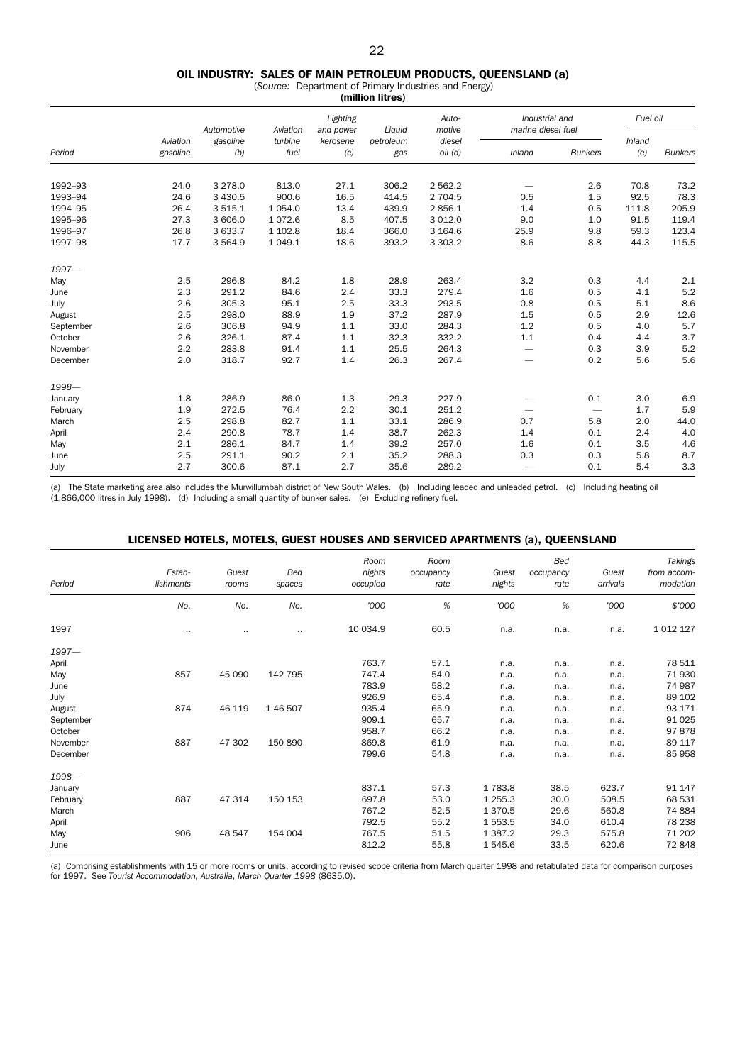## OIL INDUSTRY: SALES OF MAIN PETROLEUM PRODUCTS, QUEENSLAND (a)

(*Source:* Department of Primary Industries and Energy)

**(million litres)**

| Period | Aviation gasoline | Automotive gasoline (b) | Aviation turbine fuel | Lighting and power kerosene (c) | Liquid petroleum gas | Auto-motive diesel oil (d) | Industrial and marine diesel fuel | | Fuel oil | |
|---|---|---|---|---|---|---|---|---|---|---|
| | | | | | | | Inland | Bunkers | Inland (e) | Bunkers |
| 1992–93 | 24.0 | 3 278.0 | 813.0 | 27.1 | 306.2 | 2 562.2 | — | 2.6 | 70.8 | 73.2 |
| 1993–94 | 24.6 | 3 430.5 | 900.6 | 16.5 | 414.5 | 2 704.5 | 0.5 | 1.5 | 92.5 | 78.3 |
| 1994–95 | 26.4 | 3 515.1 | 1 054.0 | 13.4 | 439.9 | 2 856.1 | 1.4 | 0.5 | 111.8 | 205.9 |
| 1995–96 | 27.3 | 3 606.0 | 1 072.6 | 8.5 | 407.5 | 3 012.0 | 9.0 | 1.0 | 91.5 | 119.4 |
| 1996–97 | 26.8 | 3 633.7 | 1 102.8 | 18.4 | 366.0 | 3 164.6 | 25.9 | 9.8 | 59.3 | 123.4 |
| 1997–98 | 17.7 | 3 564.9 | 1 049.1 | 18.6 | 393.2 | 3 303.2 | 8.6 | 8.8 | 44.3 | 115.5 |
| *1997—* | | | | | | | | | | |
| May | 2.5 | 296.8 | 84.2 | 1.8 | 28.9 | 263.4 | 3.2 | 0.3 | 4.4 | 2.1 |
| June | 2.3 | 291.2 | 84.6 | 2.4 | 33.3 | 279.4 | 1.6 | 0.5 | 4.1 | 5.2 |
| July | 2.6 | 305.3 | 95.1 | 2.5 | 33.3 | 293.5 | 0.8 | 0.5 | 5.1 | 8.6 |
| August | 2.5 | 298.0 | 88.9 | 1.9 | 37.2 | 287.9 | 1.5 | 0.5 | 2.9 | 12.6 |
| September | 2.6 | 306.8 | 94.9 | 1.1 | 33.0 | 284.3 | 1.2 | 0.5 | 4.0 | 5.7 |
| October | 2.6 | 326.1 | 87.4 | 1.1 | 32.3 | 332.2 | 1.1 | 0.4 | 4.4 | 3.7 |
| November | 2.2 | 283.8 | 91.4 | 1.1 | 25.5 | 264.3 | — | 0.3 | 3.9 | 5.2 |
| December | 2.0 | 318.7 | 92.7 | 1.4 | 26.3 | 267.4 | — | 0.2 | 5.6 | 5.6 |
| *1998—* | | | | | | | | | | |
| January | 1.8 | 286.9 | 86.0 | 1.3 | 29.3 | 227.9 | — | 0.1 | 3.0 | 6.9 |
| February | 1.9 | 272.5 | 76.4 | 2.2 | 30.1 | 251.2 | — | — | 1.7 | 5.9 |
| March | 2.5 | 298.8 | 82.7 | 1.1 | 33.1 | 286.9 | 0.7 | 5.8 | 2.0 | 44.0 |
| April | 2.4 | 290.8 | 78.7 | 1.4 | 38.7 | 262.3 | 1.4 | 0.1 | 2.4 | 4.0 |
| May | 2.1 | 286.1 | 84.7 | 1.4 | 39.2 | 257.0 | 1.6 | 0.1 | 3.5 | 4.6 |
| June | 2.5 | 291.1 | 90.2 | 2.1 | 35.2 | 288.3 | 0.3 | 0.3 | 5.8 | 8.7 |
| July | 2.7 | 300.6 | 87.1 | 2.7 | 35.6 | 289.2 | — | 0.1 | 5.4 | 3.3 |

(a) The State marketing area also includes the Murwillumbah district of New South Wales. (b) Including leaded and unleaded petrol. (c) Including heating oil (1,866,000 litres in July 1998). (d) Including a small quantity of bunker sales. (e) Excluding refinery fuel.

## LICENSED HOTELS, MOTELS, GUEST HOUSES AND SERVICED APARTMENTS (a), QUEENSLAND

| Period | Estab-lishments | Guest rooms | Bed spaces | Room nights occupied | Room occupancy rate | Guest nights | Bed occupancy rate | Guest arrivals | Takings from accom-modation |
|---|---|---|---|---|---|---|---|---|---|
| | No. | No. | No. | '000 | % | '000 | % | '000 | $'000 |
| 1997 | .. | .. | .. | 10 034.9 | 60.5 | n.a. | n.a. | n.a. | 1 012 127 |
| *1997—* | | | | | | | | | |
| April | | | | 763.7 | 57.1 | n.a. | n.a. | n.a. | 78 511 |
| May | 857 | 45 090 | 142 795 | 747.4 | 54.0 | n.a. | n.a. | n.a. | 71 930 |
| June | | | | 783.9 | 58.2 | n.a. | n.a. | n.a. | 74 987 |
| July | | | | 926.9 | 65.4 | n.a. | n.a. | n.a. | 89 102 |
| August | 874 | 46 119 | 1 46 507 | 935.4 | 65.9 | n.a. | n.a. | n.a. | 93 171 |
| September | | | | 909.1 | 65.7 | n.a. | n.a. | n.a. | 91 025 |
| October | | | | 958.7 | 66.2 | n.a. | n.a. | n.a. | 97 878 |
| November | 887 | 47 302 | 150 890 | 869.8 | 61.9 | n.a. | n.a. | n.a. | 89 117 |
| December | | | | 799.6 | 54.8 | n.a. | n.a. | n.a. | 85 958 |
| *1998—* | | | | | | | | | |
| January | | | | 837.1 | 57.3 | 1 783.8 | 38.5 | 623.7 | 91 147 |
| February | 887 | 47 314 | 150 153 | 697.8 | 53.0 | 1 255.3 | 30.0 | 508.5 | 68 531 |
| March | | | | 767.2 | 52.5 | 1 370.5 | 29.6 | 560.8 | 74 884 |
| April | | | | 792.5 | 55.2 | 1 553.5 | 34.0 | 610.4 | 78 238 |
| May | 906 | 48 547 | 154 004 | 767.5 | 51.5 | 1 387.2 | 29.3 | 575.8 | 71 202 |
| June | | | | 812.2 | 55.8 | 1 545.6 | 33.5 | 620.6 | 72 848 |

(a) Comprising establishments with 15 or more rooms or units, according to revised scope criteria from March quarter 1998 and retabulated data for comparison purposes for 1997. See *Tourist Accommodation, Australia, March Quarter 1998* (8635.0).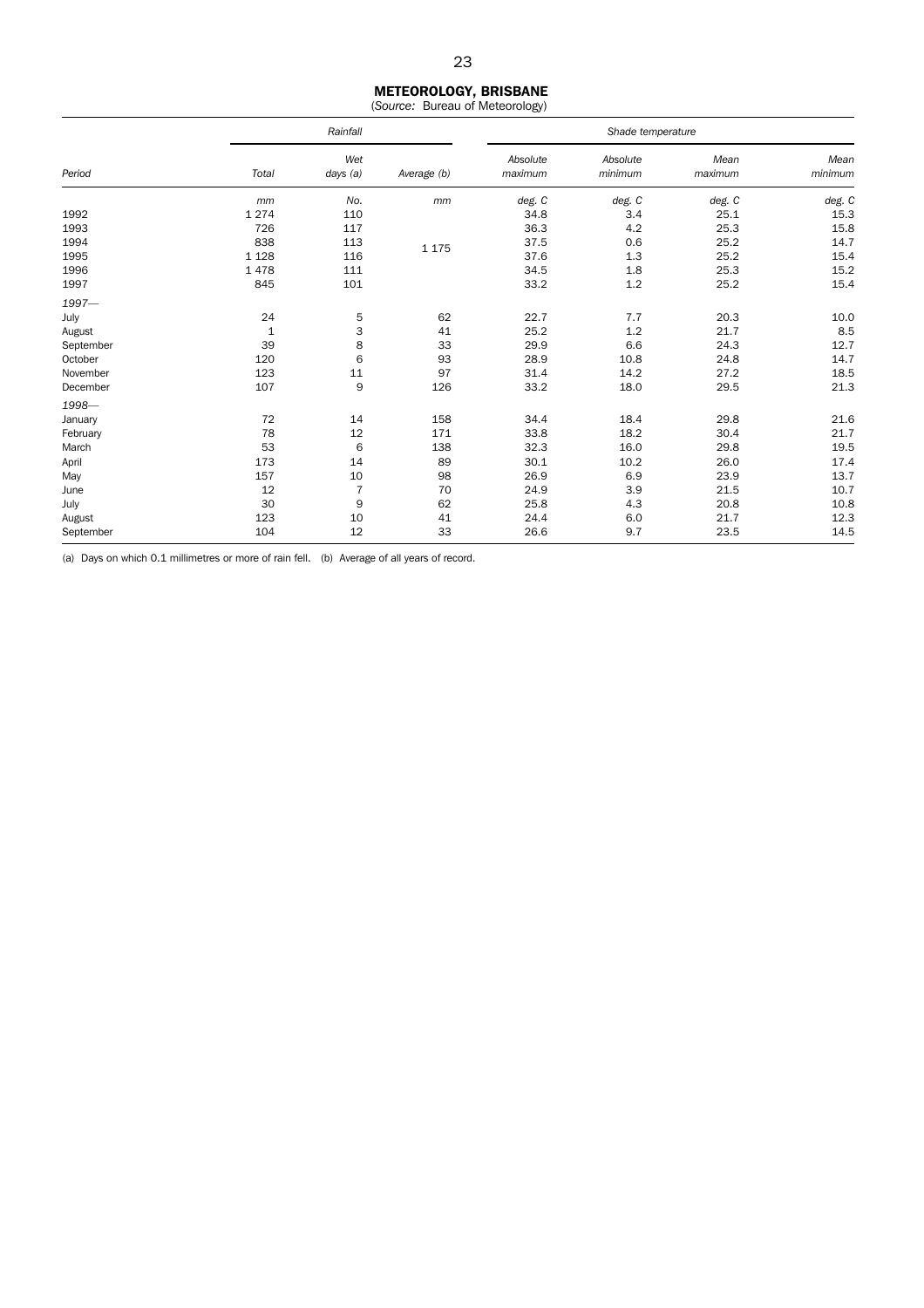## METEOROLOGY, BRISBANE

(*Source:* Bureau of Meteorology)

| Period | Rainfall | | | Shade temperature | | | |
|---|---|---|---|---|---|---|---|
| | Total | Wet days (a) | Average (b) | Absolute maximum | Absolute minimum | Mean maximum | Mean minimum |
| | mm | No. | mm | deg. C | deg. C | deg. C | deg. C |
| 1992 | 1 274 | 110 | | 34.8 | 3.4 | 25.1 | 15.3 |
| 1993 | 726 | 117 | | 36.3 | 4.2 | 25.3 | 15.8 |
| 1994 | 838 | 113 | 1 175 | 37.5 | 0.6 | 25.2 | 14.7 |
| 1995 | 1 128 | 116 | | 37.6 | 1.3 | 25.2 | 15.4 |
| 1996 | 1 478 | 111 | | 34.5 | 1.8 | 25.3 | 15.2 |
| 1997 | 845 | 101 | | 33.2 | 1.2 | 25.2 | 15.4 |
| *1997—* | | | | | | | |
| July | 24 | 5 | 62 | 22.7 | 7.7 | 20.3 | 10.0 |
| August | 1 | 3 | 41 | 25.2 | 1.2 | 21.7 | 8.5 |
| September | 39 | 8 | 33 | 29.9 | 6.6 | 24.3 | 12.7 |
| October | 120 | 6 | 93 | 28.9 | 10.8 | 24.8 | 14.7 |
| November | 123 | 11 | 97 | 31.4 | 14.2 | 27.2 | 18.5 |
| December | 107 | 9 | 126 | 33.2 | 18.0 | 29.5 | 21.3 |
| *1998—* | | | | | | | |
| January | 72 | 14 | 158 | 34.4 | 18.4 | 29.8 | 21.6 |
| February | 78 | 12 | 171 | 33.8 | 18.2 | 30.4 | 21.7 |
| March | 53 | 6 | 138 | 32.3 | 16.0 | 29.8 | 19.5 |
| April | 173 | 14 | 89 | 30.1 | 10.2 | 26.0 | 17.4 |
| May | 157 | 10 | 98 | 26.9 | 6.9 | 23.9 | 13.7 |
| June | 12 | 7 | 70 | 24.9 | 3.9 | 21.5 | 10.7 |
| July | 30 | 9 | 62 | 25.8 | 4.3 | 20.8 | 10.8 |
| August | 123 | 10 | 41 | 24.4 | 6.0 | 21.7 | 12.3 |
| September | 104 | 12 | 33 | 26.6 | 9.7 | 23.5 | 14.5 |

(a) Days on which 0.1 millimetres or more of rain fell. (b) Average of all years of record.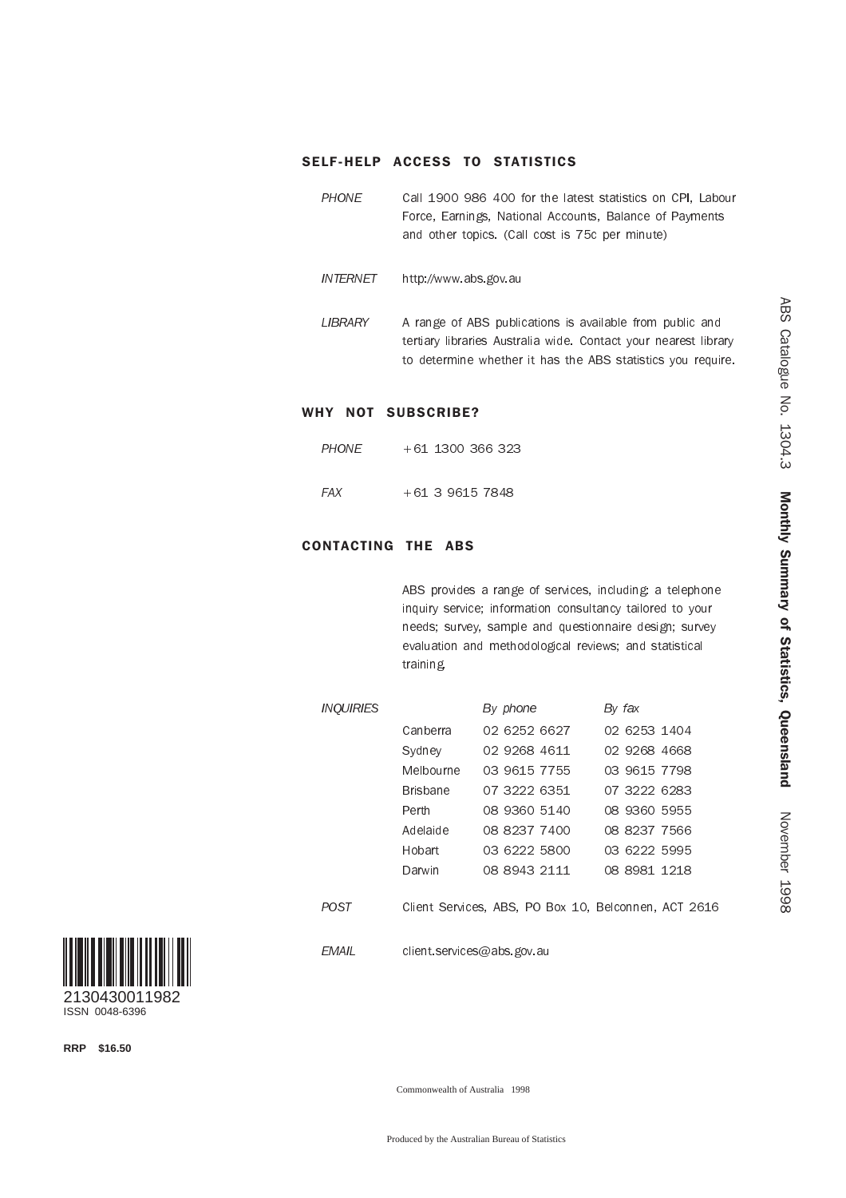## SELF-HELP ACCESS TO STATISTICS

*PHONE* Call 1900 986 400 for the latest statistics on CPI, Labour Force, Earnings, National Accounts, Balance of Payments and other topics. (Call cost is 75c per minute)

*INTERNET* http://www.abs.gov.au

*LIBRARY* A range of ABS publications is available from public and tertiary libraries Australia wide. Contact your nearest library to determine whether it has the ABS statistics you require.

## WHY NOT SUBSCRIBE?

*PHONE* +61 1300 366 323

*FAX* +61 3 9615 7848

## CONTACTING THE ABS

ABS provides a range of services, including: a telephone inquiry service; information consultancy tailored to your needs; survey, sample and questionnaire design; survey evaluation and methodological reviews; and statistical training.

*INQUIRIES*

| | *By phone* | *By fax* |
|---|---|---|
| Canberra | 02 6252 6627 | 02 6253 1404 |
| Sydney | 02 9268 4611 | 02 9268 4668 |
| Melbourne | 03 9615 7755 | 03 9615 7798 |
| Brisbane | 07 3222 6351 | 07 3222 6283 |
| Perth | 08 9360 5140 | 08 9360 5955 |
| Adelaide | 08 8237 7400 | 08 8237 7566 |
| Hobart | 03 6222 5800 | 03 6222 5995 |
| Darwin | 08 8943 2111 | 08 8981 1218 |

*POST* Client Services, ABS, PO Box 10, Belconnen, ACT 2616

*EMAIL* client.services@abs.gov.au

2130430011982
ISSN 0048-6396

**RRP $16.50**

ABS Catalogue No. 1304.3 **Monthly Summary of Statistics, Queensland** November 1998

Commonwealth of Australia 1998

Produced by the Australian Bureau of Statistics